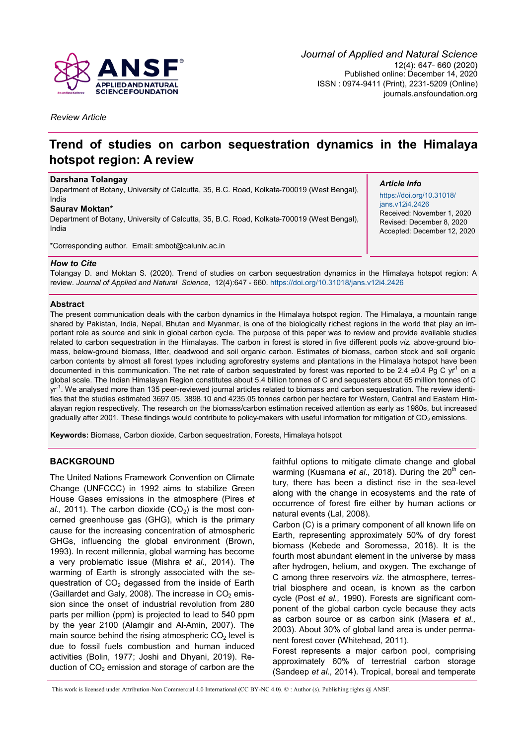Journal of Applied and Natural Science

12(4): 647- 660 (2020)

Published online: December 14, 2020

ISSN : 0974-9411 (Print), 2231-5209 (Online)

journals.ansfoundation.org

*Review Article*

# Trend of studies on carbon sequestration dynamics in the Himalaya hotspot region: A review

**Darshana Tolangay**

Department of Botany, University of Calcutta, 35, B.C. Road, Kolkata-700019 (West Bengal), India

**Saurav Moktan***

Department of Botany, University of Calcutta, 35, B.C. Road, Kolkata-700019 (West Bengal), India

*Corresponding author. Email: smbot@caluniv.ac.in

***Article Info***

https://doi.org/10.31018/jans.v12i4.2426

Received: November 1, 2020

Revised: December 8, 2020

Accepted: December 12, 2020

***How to Cite***

Tolangay D. and Moktan S. (2020). Trend of studies on carbon sequestration dynamics in the Himalaya hotspot region: A review. *Journal of Applied and Natural Science*, 12(4):647 - 660. https://doi.org/10.31018/jans.v12i4.2426

## Abstract

The present communication deals with the carbon dynamics in the Himalaya hotspot region. The Himalaya, a mountain range shared by Pakistan, India, Nepal, Bhutan and Myanmar, is one of the biologically richest regions in the world that play an important role as source and sink in global carbon cycle. The purpose of this paper was to review and provide available studies related to carbon sequestration in the Himalayas. The carbon in forest is stored in five different pools *viz.* above-ground biomass, below-ground biomass, litter, deadwood and soil organic carbon. Estimates of biomass, carbon stock and soil organic carbon contents by almost all forest types including agroforestry systems and plantations in the Himalaya hotspot have been documented in this communication. The net rate of carbon sequestrated by forest was reported to be 2.4 ±0.4 Pg C $yr^{-1}$ on a global scale. The Indian Himalayan Region constitutes about 5.4 billion tonnes of C and sequesters about 65 million tonnes of C $yr^{-1}$. We analysed more than 135 peer-reviewed journal articles related to biomass and carbon sequestration. The review identifies that the studies estimated 3697.05, 3898.10 and 4235.05 tonnes carbon per hectare for Western, Central and Eastern Himalayan region respectively. The research on the biomass/carbon estimation received attention as early as 1980s, but increased gradually after 2001. These findings would contribute to policy-makers with useful information for mitigation of $CO_2$ emissions.

**Keywords:** Biomass, Carbon dioxide, Carbon sequestration, Forests, Himalaya hotspot

## BACKGROUND

The United Nations Framework Convention on Climate Change (UNFCCC) in 1992 aims to stabilize Green House Gases emissions in the atmosphere (Pires *et al.,* 2011). The carbon dioxide ($CO_2$) is the most concerned greenhouse gas (GHG), which is the primary cause for the increasing concentration of atmospheric GHGs, influencing the global environment (Brown, 1993). In recent millennia, global warming has become a very problematic issue (Mishra *et al.,* 2014). The warming of Earth is strongly associated with the sequestration of $CO_2$ degassed from the inside of Earth (Gaillardet and Galy, 2008). The increase in $CO_2$ emission since the onset of industrial revolution from 280 parts per million (ppm) is projected to lead to 540 ppm by the year 2100 (Alamgir and Al-Amin, 2007). The main source behind the rising atmospheric $CO_2$ level is due to fossil fuels combustion and human induced activities (Bolin, 1977; Joshi and Dhyani, 2019). Reduction of $CO_2$ emission and storage of carbon are the faithful options to mitigate climate change and global warming (Kusmana *et al.,* 2018). During the 20th century, there has been a distinct rise in the sea-level along with the change in ecosystems and the rate of occurrence of forest fire either by human actions or natural events (Lal, 2008).

Carbon (C) is a primary component of all known life on Earth, representing approximately 50% of dry forest biomass (Kebede and Soromessa, 2018). It is the fourth most abundant element in the universe by mass after hydrogen, helium, and oxygen. The exchange of C among three reservoirs *viz.* the atmosphere, terrestrial biosphere and ocean, is known as the carbon cycle (Post *et al.,* 1990). Forests are significant component of the global carbon cycle because they acts as carbon source or as carbon sink (Masera *et al.,* 2003). About 30% of global land area is under permanent forest cover (Whitehead, 2011).

Forest represents a major carbon pool, comprising approximately 60% of terrestrial carbon storage (Sandeep *et al.,* 2014). Tropical, boreal and temperate

This work is licensed under Attribution-Non Commercial 4.0 International (CC BY-NC 4.0). © : Author (s). Publishing rights @ ANSF.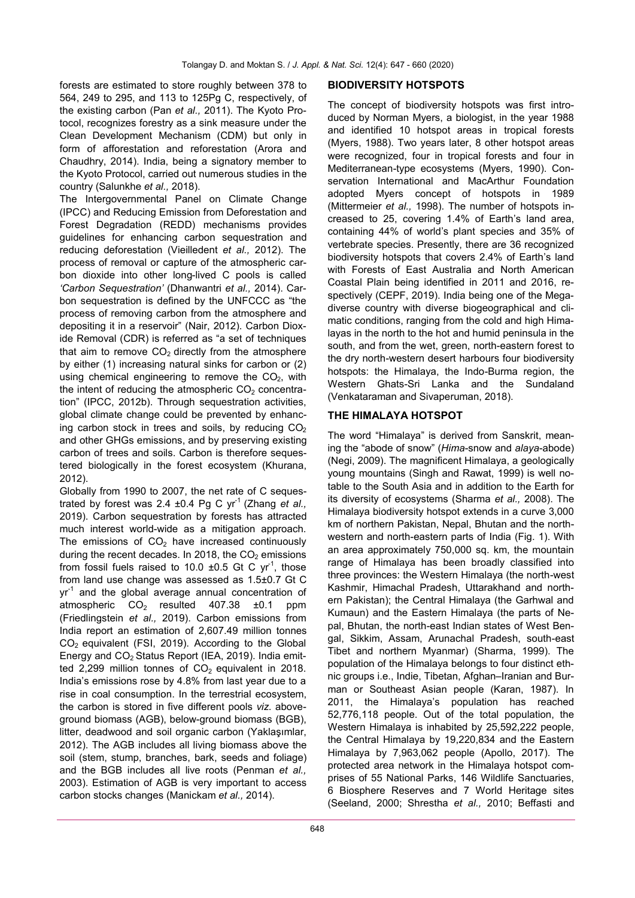forests are estimated to store roughly between 378 to 564, 249 to 295, and 113 to 125Pg C, respectively, of the existing carbon (Pan *et al.,* 2011). The Kyoto Protocol, recognizes forestry as a sink measure under the Clean Development Mechanism (CDM) but only in form of afforestation and reforestation (Arora and Chaudhry, 2014). India, being a signatory member to the Kyoto Protocol, carried out numerous studies in the country (Salunkhe *et al.,* 2018).

The Intergovernmental Panel on Climate Change (IPCC) and Reducing Emission from Deforestation and Forest Degradation (REDD) mechanisms provides guidelines for enhancing carbon sequestration and reducing deforestation (Vieilledent *et al.,* 2012). The process of removal or capture of the atmospheric carbon dioxide into other long-lived C pools is called *'Carbon Sequestration'* (Dhanwantri *et al.,* 2014). Carbon sequestration is defined by the UNFCCC as "the process of removing carbon from the atmosphere and depositing it in a reservoir" (Nair, 2012). Carbon Dioxide Removal (CDR) is referred as "a set of techniques that aim to remove $CO_2$ directly from the atmosphere by either (1) increasing natural sinks for carbon or (2) using chemical engineering to remove the $CO_2$, with the intent of reducing the atmospheric $CO_2$ concentration" (IPCC, 2012b). Through sequestration activities, global climate change could be prevented by enhancing carbon stock in trees and soils, by reducing $CO_2$ and other GHGs emissions, and by preserving existing carbon of trees and soils. Carbon is therefore sequestered biologically in the forest ecosystem (Khurana, 2012).

Globally from 1990 to 2007, the net rate of C sequestrated by forest was 2.4 ±0.4 Pg C $yr^{-1}$ (Zhang *et al.,* 2019). Carbon sequestration by forests has attracted much interest world-wide as a mitigation approach. The emissions of $CO_2$ have increased continuously during the recent decades. In 2018, the $CO_2$ emissions from fossil fuels raised to 10.0 ±0.5 Gt C $yr^{-1}$, those from land use change was assessed as 1.5±0.7 Gt C $yr^{-1}$ and the global average annual concentration of atmospheric $CO_2$ resulted 407.38 ±0.1 ppm (Friedlingstein *et al.,* 2019). Carbon emissions from India report an estimation of 2,607.49 million tonnes $CO_2$ equivalent (FSI, 2019). According to the Global Energy and $CO_2$ Status Report (IEA, 2019). India emitted 2,299 million tonnes of $CO_2$ equivalent in 2018. India's emissions rose by 4.8% from last year due to a rise in coal consumption. In the terrestrial ecosystem, the carbon is stored in five different pools *viz.* aboveground biomass (AGB), below-ground biomass (BGB), litter, deadwood and soil organic carbon (Yaklaşımlar, 2012). The AGB includes all living biomass above the soil (stem, stump, branches, bark, seeds and foliage) and the BGB includes all live roots (Penman *et al.,* 2003). Estimation of AGB is very important to access carbon stocks changes (Manickam *et al.,* 2014).

## BIODIVERSITY HOTSPOTS

The concept of biodiversity hotspots was first introduced by Norman Myers, a biologist, in the year 1988 and identified 10 hotspot areas in tropical forests (Myers, 1988). Two years later, 8 other hotspot areas were recognized, four in tropical forests and four in Mediterranean-type ecosystems (Myers, 1990). Conservation International and MacArthur Foundation adopted Myers concept of hotspots in 1989 (Mittermeier *et al.,* 1998). The number of hotspots increased to 25, covering 1.4% of Earth's land area, containing 44% of world's plant species and 35% of vertebrate species. Presently, there are 36 recognized biodiversity hotspots that covers 2.4% of Earth's land with Forests of East Australia and North American Coastal Plain being identified in 2011 and 2016, respectively (CEPF, 2019). India being one of the Megadiverse country with diverse biogeographical and climatic conditions, ranging from the cold and high Himalayas in the north to the hot and humid peninsula in the south, and from the wet, green, north-eastern forest to the dry north-western desert harbours four biodiversity hotspots: the Himalaya, the Indo-Burma region, the Western Ghats-Sri Lanka and the Sundaland (Venkataraman and Sivaperuman, 2018).

## THE HIMALAYA HOTSPOT

The word "Himalaya" is derived from Sanskrit, meaning the "abode of snow" (*Hima*-snow and *alaya*-abode) (Negi, 2009). The magnificent Himalaya, a geologically young mountains (Singh and Rawat, 1999) is well notable to the South Asia and in addition to the Earth for its diversity of ecosystems (Sharma *et al.,* 2008). The Himalaya biodiversity hotspot extends in a curve 3,000 km of northern Pakistan, Nepal, Bhutan and the northwestern and north-eastern parts of India (Fig. 1). With an area approximately 750,000 sq. km, the mountain range of Himalaya has been broadly classified into three provinces: the Western Himalaya (the north-west Kashmir, Himachal Pradesh, Uttarakhand and northern Pakistan); the Central Himalaya (the Garhwal and Kumaun) and the Eastern Himalaya (the parts of Nepal, Bhutan, the north-east Indian states of West Bengal, Sikkim, Assam, Arunachal Pradesh, south-east Tibet and northern Myanmar) (Sharma, 1999). The population of the Himalaya belongs to four distinct ethnic groups i.e., Indie, Tibetan, Afghan–Iranian and Burman or Southeast Asian people (Karan, 1987). In 2011, the Himalaya's population has reached 52,776,118 people. Out of the total population, the Western Himalaya is inhabited by 25,592,222 people, the Central Himalaya by 19,220,834 and the Eastern Himalaya by 7,963,062 people (Apollo, 2017). The protected area network in the Himalaya hotspot comprises of 55 National Parks, 146 Wildlife Sanctuaries, 6 Biosphere Reserves and 7 World Heritage sites (Seeland, 2000; Shrestha *et al.,* 2010; Beffasti and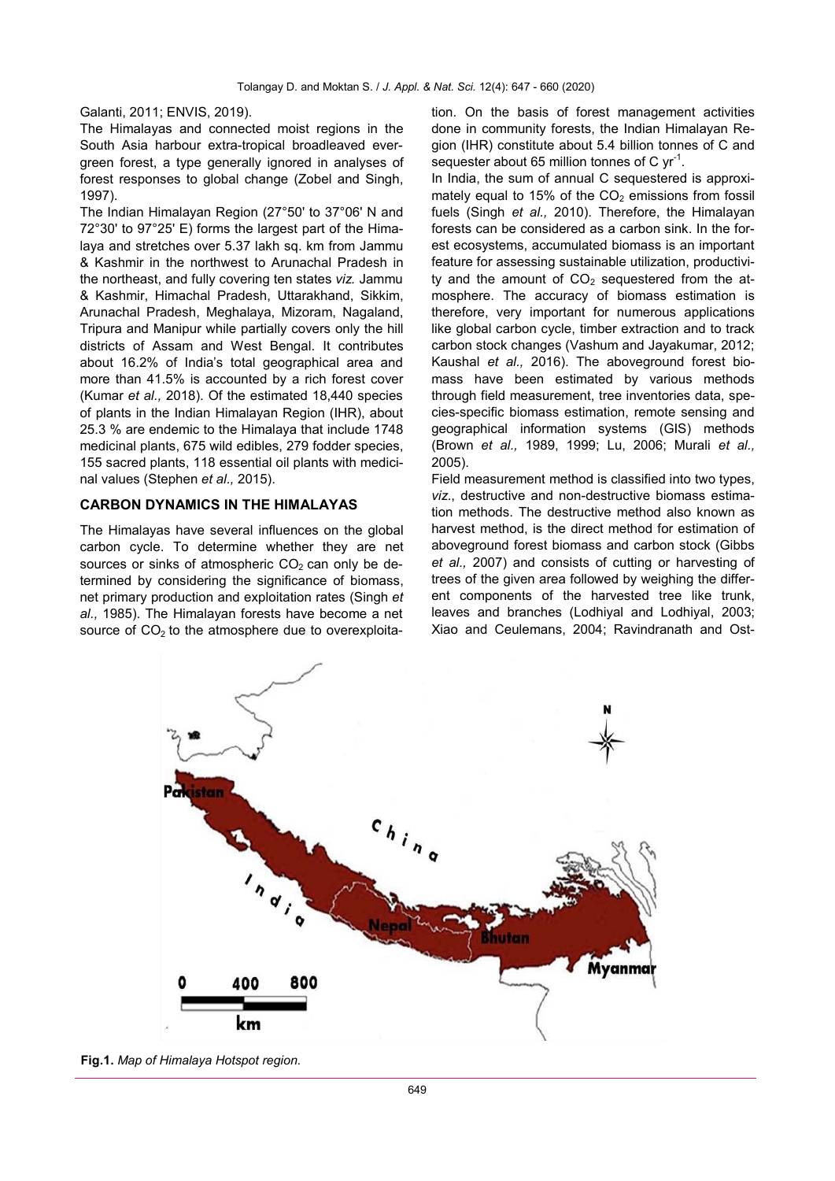Galanti, 2011; ENVIS, 2019).

The Himalayas and connected moist regions in the South Asia harbour extra-tropical broadleaved evergreen forest, a type generally ignored in analyses of forest responses to global change (Zobel and Singh, 1997).

The Indian Himalayan Region (27°50' to 37°06' N and 72°30' to 97°25' E) forms the largest part of the Himalaya and stretches over 5.37 lakh sq. km from Jammu & Kashmir in the northwest to Arunachal Pradesh in the northeast, and fully covering ten states *viz.* Jammu & Kashmir, Himachal Pradesh, Uttarakhand, Sikkim, Arunachal Pradesh, Meghalaya, Mizoram, Nagaland, Tripura and Manipur while partially covers only the hill districts of Assam and West Bengal. It contributes about 16.2% of India's total geographical area and more than 41.5% is accounted by a rich forest cover (Kumar *et al.,* 2018). Of the estimated 18,440 species of plants in the Indian Himalayan Region (IHR), about 25.3 % are endemic to the Himalaya that include 1748 medicinal plants, 675 wild edibles, 279 fodder species, 155 sacred plants, 118 essential oil plants with medicinal values (Stephen *et al.,* 2015).

## CARBON DYNAMICS IN THE HIMALAYAS

The Himalayas have several influences on the global carbon cycle. To determine whether they are net sources or sinks of atmospheric $CO_2$ can only be determined by considering the significance of biomass, net primary production and exploitation rates (Singh *et al.,* 1985). The Himalayan forests have become a net source of $CO_2$ to the atmosphere due to overexploitation. On the basis of forest management activities done in community forests, the Indian Himalayan Region (IHR) constitute about 5.4 billion tonnes of C and sequester about 65 million tonnes of C $yr^{-1}$.

In India, the sum of annual C sequestered is approximately equal to 15% of the $CO_2$ emissions from fossil fuels (Singh *et al.,* 2010). Therefore, the Himalayan forests can be considered as a carbon sink. In the forest ecosystems, accumulated biomass is an important feature for assessing sustainable utilization, productivity and the amount of $CO_2$ sequestered from the atmosphere. The accuracy of biomass estimation is therefore, very important for numerous applications like global carbon cycle, timber extraction and to track carbon stock changes (Vashum and Jayakumar, 2012; Kaushal *et al.,* 2016). The aboveground forest biomass have been estimated by various methods through field measurement, tree inventories data, species-specific biomass estimation, remote sensing and geographical information systems (GIS) methods (Brown *et al.,* 1989, 1999; Lu, 2006; Murali *et al.,* 2005).

Field measurement method is classified into two types, *viz*., destructive and non-destructive biomass estimation methods. The destructive method also known as harvest method, is the direct method for estimation of aboveground forest biomass and carbon stock (Gibbs *et al.,* 2007) and consists of cutting or harvesting of trees of the given area followed by weighing the different components of the harvested tree like trunk, leaves and branches (Lodhiyal and Lodhiyal, 2003; Xiao and Ceulemans, 2004; Ravindranath and Ost-

**Fig.1.** *Map of Himalaya Hotspot region.*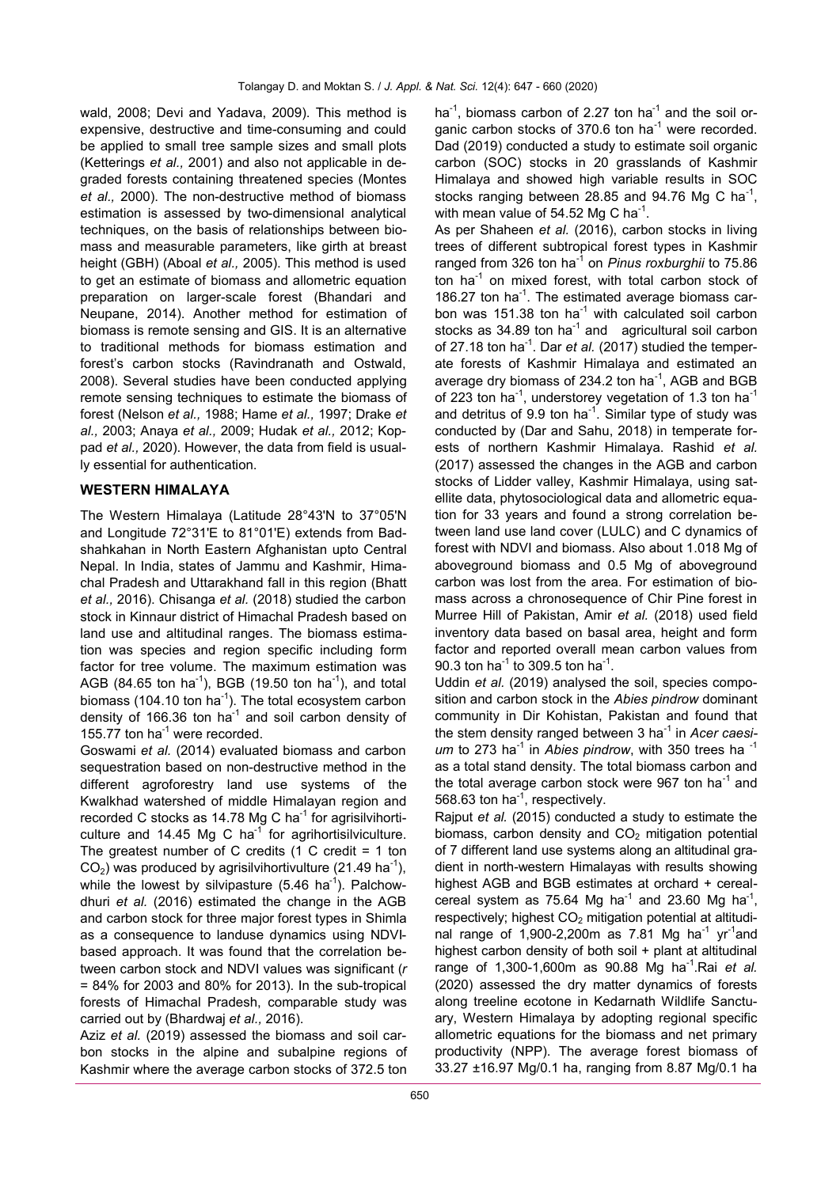wald, 2008; Devi and Yadava, 2009). This method is expensive, destructive and time-consuming and could be applied to small tree sample sizes and small plots (Ketterings *et al.,* 2001) and also not applicable in degraded forests containing threatened species (Montes *et al.,* 2000). The non-destructive method of biomass estimation is assessed by two-dimensional analytical techniques, on the basis of relationships between biomass and measurable parameters, like girth at breast height (GBH) (Aboal *et al.,* 2005). This method is used to get an estimate of biomass and allometric equation preparation on larger-scale forest (Bhandari and Neupane, 2014). Another method for estimation of biomass is remote sensing and GIS. It is an alternative to traditional methods for biomass estimation and forest's carbon stocks (Ravindranath and Ostwald, 2008). Several studies have been conducted applying remote sensing techniques to estimate the biomass of forest (Nelson *et al.,* 1988; Hame *et al.,* 1997; Drake *et al.,* 2003; Anaya *et al.,* 2009; Hudak *et al.,* 2012; Koppad *et al.,* 2020). However, the data from field is usually essential for authentication.

## WESTERN HIMALAYA

The Western Himalaya (Latitude 28°43'N to 37°05'N and Longitude 72°31'E to 81°01'E) extends from Badshahkahan in North Eastern Afghanistan upto Central Nepal. In India, states of Jammu and Kashmir, Himachal Pradesh and Uttarakhand fall in this region (Bhatt *et al.,* 2016). Chisanga *et al.* (2018) studied the carbon stock in Kinnaur district of Himachal Pradesh based on land use and altitudinal ranges. The biomass estimation was species and region specific including form factor for tree volume. The maximum estimation was AGB (84.65 ton ha$^{-1}$), BGB (19.50 ton ha$^{-1}$), and total biomass (104.10 ton ha$^{-1}$). The total ecosystem carbon density of 166.36 ton ha$^{-1}$ and soil carbon density of 155.77 ton ha$^{-1}$ were recorded.

Goswami *et al.* (2014) evaluated biomass and carbon sequestration based on non-destructive method in the different agroforestry land use systems of the Kwalkhad watershed of middle Himalayan region and recorded C stocks as 14.78 Mg C ha$^{-1}$ for agrisilvihorticulture and 14.45 Mg C ha$^{-1}$ for agrihortisilviculture. The greatest number of C credits (1 C credit = 1 ton $CO_2$) was produced by agrisilvihortivulture (21.49 ha$^{-1}$), while the lowest by silvipasture (5.46 ha$^{-1}$). Palchowdhuri *et al.* (2016) estimated the change in the AGB and carbon stock for three major forest types in Shimla as a consequence to landuse dynamics using NDVI-based approach. It was found that the correlation between carbon stock and NDVI values was significant (*r* = 84% for 2003 and 80% for 2013). In the sub-tropical forests of Himachal Pradesh, comparable study was carried out by (Bhardwaj *et al.,* 2016).

Aziz *et al.* (2019) assessed the biomass and soil carbon stocks in the alpine and subalpine regions of Kashmir where the average carbon stocks of 372.5 ton ha$^{-1}$, biomass carbon of 2.27 ton ha$^{-1}$ and the soil organic carbon stocks of 370.6 ton ha$^{-1}$ were recorded. Dad (2019) conducted a study to estimate soil organic carbon (SOC) stocks in 20 grasslands of Kashmir Himalaya and showed high variable results in SOC stocks ranging between 28.85 and 94.76 Mg C ha$^{-1}$, with mean value of 54.52 Mg C ha$^{-1}$.

As per Shaheen *et al.* (2016), carbon stocks in living trees of different subtropical forest types in Kashmir ranged from 326 ton ha$^{-1}$ on *Pinus roxburghii* to 75.86 ton ha$^{-1}$ on mixed forest, with total carbon stock of 186.27 ton ha$^{-1}$. The estimated average biomass carbon was 151.38 ton ha$^{-1}$ with calculated soil carbon stocks as 34.89 ton ha$^{-1}$ and agricultural soil carbon of 27.18 ton ha$^{-1}$. Dar *et al.* (2017) studied the temperate forests of Kashmir Himalaya and estimated an average dry biomass of 234.2 ton ha$^{-1}$, AGB and BGB of 223 ton ha$^{-1}$, understorey vegetation of 1.3 ton ha$^{-1}$ and detritus of 9.9 ton ha$^{-1}$. Similar type of study was conducted by (Dar and Sahu, 2018) in temperate forests of northern Kashmir Himalaya. Rashid *et al.* (2017) assessed the changes in the AGB and carbon stocks of Lidder valley, Kashmir Himalaya, using satellite data, phytosociological data and allometric equation for 33 years and found a strong correlation between land use land cover (LULC) and C dynamics of forest with NDVI and biomass. Also about 1.018 Mg of aboveground biomass and 0.5 Mg of aboveground carbon was lost from the area. For estimation of biomass across a chronosequence of Chir Pine forest in Murree Hill of Pakistan, Amir *et al.* (2018) used field inventory data based on basal area, height and form factor and reported overall mean carbon values from 90.3 ton ha$^{-1}$ to 309.5 ton ha$^{-1}$.

Uddin *et al.* (2019) analysed the soil, species composition and carbon stock in the *Abies pindrow* dominant community in Dir Kohistan, Pakistan and found that the stem density ranged between 3 ha$^{-1}$ in *Acer caesium* to 273 ha$^{-1}$ in *Abies pindrow*, with 350 trees ha$^{-1}$ as a total stand density. The total biomass carbon and the total average carbon stock were 967 ton ha$^{-1}$ and 568.63 ton ha$^{-1}$, respectively.

Rajput *et al.* (2015) conducted a study to estimate the biomass, carbon density and $CO_2$ mitigation potential of 7 different land use systems along an altitudinal gradient in north-western Himalayas with results showing highest AGB and BGB estimates at orchard + cereal-cereal system as 75.64 Mg ha$^{-1}$ and 23.60 Mg ha$^{-1}$, respectively; highest $CO_2$ mitigation potential at altitudinal range of 1,900-2,200m as 7.81 Mg ha$^{-1}$ yr$^{-1}$and highest carbon density of both soil + plant at altitudinal range of 1,300-1,600m as 90.88 Mg ha$^{-1}$.Rai *et al.* (2020) assessed the dry matter dynamics of forests along treeline ecotone in Kedarnath Wildlife Sanctuary, Western Himalaya by adopting regional specific allometric equations for the biomass and net primary productivity (NPP). The average forest biomass of 33.27 ±16.97 Mg/0.1 ha, ranging from 8.87 Mg/0.1 ha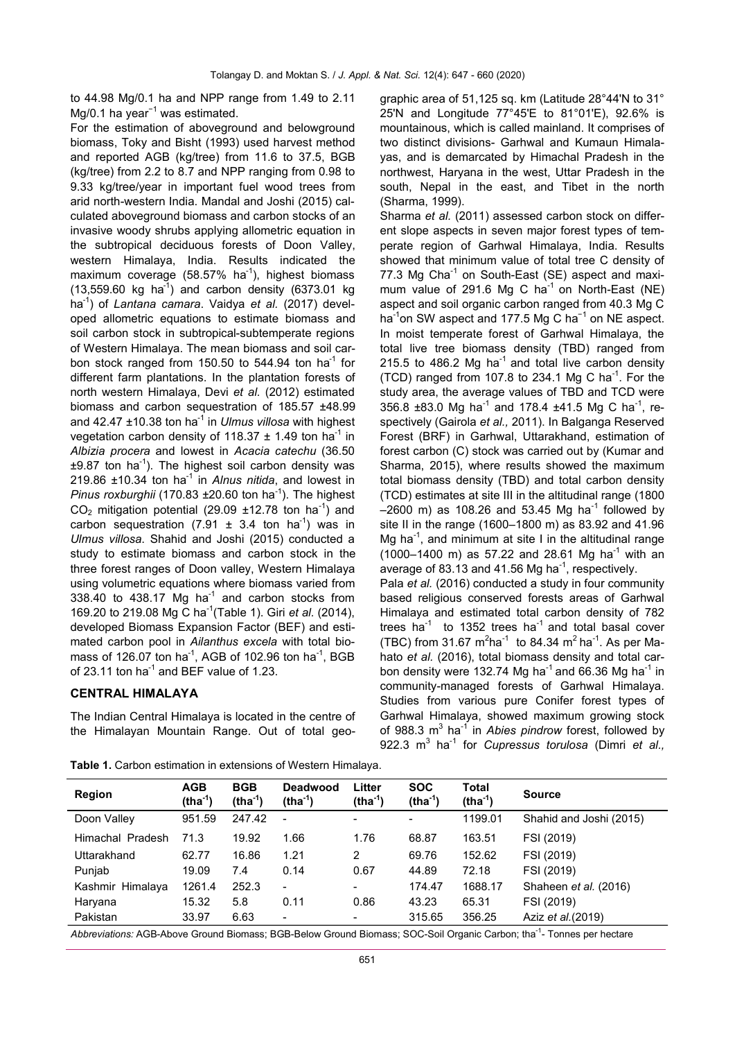to 44.98 Mg/0.1 ha and NPP range from 1.49 to 2.11 Mg/0.1 ha year$^{-1}$ was estimated.

For the estimation of aboveground and belowground biomass, Toky and Bisht (1993) used harvest method and reported AGB (kg/tree) from 11.6 to 37.5, BGB (kg/tree) from 2.2 to 8.7 and NPP ranging from 0.98 to 9.33 kg/tree/year in important fuel wood trees from arid north-western India. Mandal and Joshi (2015) calculated aboveground biomass and carbon stocks of an invasive woody shrubs applying allometric equation in the subtropical deciduous forests of Doon Valley, western Himalaya, India. Results indicated the maximum coverage (58.57% ha$^{-1}$), highest biomass (13,559.60 kg ha$^{-1}$) and carbon density (6373.01 kg ha$^{-1}$) of *Lantana camara*. Vaidya *et al.* (2017) developed allometric equations to estimate biomass and soil carbon stock in subtropical-subtemperate regions of Western Himalaya. The mean biomass and soil carbon stock ranged from 150.50 to 544.94 ton ha$^{-1}$ for different farm plantations. In the plantation forests of north western Himalaya, Devi *et al.* (2012) estimated biomass and carbon sequestration of 185.57 ±48.99 and 42.47 ±10.38 ton ha$^{-1}$ in *Ulmus villosa* with highest vegetation carbon density of 118.37 ± 1.49 ton ha$^{-1}$ in *Albizia procera* and lowest in *Acacia catechu* (36.50 ±9.87 ton ha$^{-1}$). The highest soil carbon density was 219.86 ±10.34 ton ha$^{-1}$ in *Alnus nitida*, and lowest in *Pinus roxburghii* (170.83 ±20.60 ton ha$^{-1}$). The highest $CO_2$ mitigation potential (29.09 ±12.78 ton ha$^{-1}$) and carbon sequestration (7.91 ± 3.4 ton ha$^{-1}$) was in *Ulmus villosa*. Shahid and Joshi (2015) conducted a study to estimate biomass and carbon stock in the three forest ranges of Doon valley, Western Himalaya using volumetric equations where biomass varied from 338.40 to 438.17 Mg ha$^{-1}$ and carbon stocks from 169.20 to 219.08 Mg C ha$^{-1}$(Table 1). Giri *et al.* (2014), developed Biomass Expansion Factor (BEF) and estimated carbon pool in *Ailanthus excela* with total biomass of 126.07 ton ha$^{-1}$, AGB of 102.96 ton ha$^{-1}$, BGB of 23.11 ton ha$^{-1}$ and BEF value of 1.23.

## CENTRAL HIMALAYA

The Indian Central Himalaya is located in the centre of the Himalayan Mountain Range. Out of total geographic area of 51,125 sq. km (Latitude 28°44'N to 31° 25'N and Longitude 77°45'E to 81°01'E), 92.6% is mountainous, which is called mainland. It comprises of two distinct divisions- Garhwal and Kumaun Himalayas, and is demarcated by Himachal Pradesh in the northwest, Haryana in the west, Uttar Pradesh in the south, Nepal in the east, and Tibet in the north (Sharma, 1999).

Sharma *et al.* (2011) assessed carbon stock on different slope aspects in seven major forest types of temperate region of Garhwal Himalaya, India. Results showed that minimum value of total tree C density of 77.3 Mg Cha$^{-1}$ on South-East (SE) aspect and maximum value of 291.6 Mg C ha$^{-1}$ on North-East (NE) aspect and soil organic carbon ranged from 40.3 Mg C ha$^{-1}$on SW aspect and 177.5 Mg C ha$^{-1}$ on NE aspect. In moist temperate forest of Garhwal Himalaya, the total live tree biomass density (TBD) ranged from 215.5 to 486.2 Mg ha$^{-1}$ and total live carbon density (TCD) ranged from 107.8 to 234.1 Mg C ha$^{-1}$. For the study area, the average values of TBD and TCD were 356.8 ±83.0 Mg ha$^{-1}$ and 178.4 ±41.5 Mg C ha$^{-1}$, respectively (Gairola *et al.,* 2011). In Balganga Reserved Forest (BRF) in Garhwal, Uttarakhand, estimation of forest carbon (C) stock was carried out by (Kumar and Sharma, 2015), where results showed the maximum total biomass density (TBD) and total carbon density (TCD) estimates at site III in the altitudinal range (1800 –2600 m) as 108.26 and 53.45 Mg ha$^{-1}$ followed by site II in the range (1600–1800 m) as 83.92 and 41.96 Mg ha$^{-1}$, and minimum at site I in the altitudinal range (1000–1400 m) as 57.22 and 28.61 Mg ha$^{-1}$ with an average of 83.13 and 41.56 Mg ha$^{-1}$, respectively.

Pala *et al.* (2016) conducted a study in four community based religious conserved forests areas of Garhwal Himalaya and estimated total carbon density of 782 trees ha$^{-1}$ to 1352 trees ha$^{-1}$ and total basal cover (TBC) from 31.67 m$^2$ha$^{-1}$ to 84.34 m$^2$ ha$^{-1}$. As per Mahato *et al.* (2016), total biomass density and total carbon density were 132.74 Mg ha$^{-1}$ and 66.36 Mg ha$^{-1}$ in community-managed forests of Garhwal Himalaya. Studies from various pure Conifer forest types of Garhwal Himalaya, showed maximum growing stock of 988.3 m$^3$ ha$^{-1}$ in *Abies pindrow* forest, followed by 922.3 m$^3$ ha$^{-1}$ for *Cupressus torulosa* (Dimri *et al.,*

**Table 1.** Carbon estimation in extensions of Western Himalaya.

| Region | AGB (tha$^{-1}$) | BGB (tha$^{-1}$) | Deadwood (tha$^{-1}$) | Litter (tha$^{-1}$) | SOC (tha$^{-1}$) | Total (tha$^{-1}$) | Source |
|---|---|---|---|---|---|---|---|
| Doon Valley | 951.59 | 247.42 | - | - | - | 1199.01 | Shahid and Joshi (2015) |
| Himachal Pradesh | 71.3 | 19.92 | 1.66 | 1.76 | 68.87 | 163.51 | FSI (2019) |
| Uttarakhand | 62.77 | 16.86 | 1.21 | 2 | 69.76 | 152.62 | FSI (2019) |
| Punjab | 19.09 | 7.4 | 0.14 | 0.67 | 44.89 | 72.18 | FSI (2019) |
| Kashmir Himalaya | 1261.4 | 252.3 | - | - | 174.47 | 1688.17 | Shaheen *et al.* (2016) |
| Haryana | 15.32 | 5.8 | 0.11 | 0.86 | 43.23 | 65.31 | FSI (2019) |
| Pakistan | 33.97 | 6.63 | - | - | 315.65 | 356.25 | Aziz *et al.*(2019) |

*Abbreviations:* AGB-Above Ground Biomass; BGB-Below Ground Biomass; SOC-Soil Organic Carbon; tha$^{-1}$- Tonnes per hectare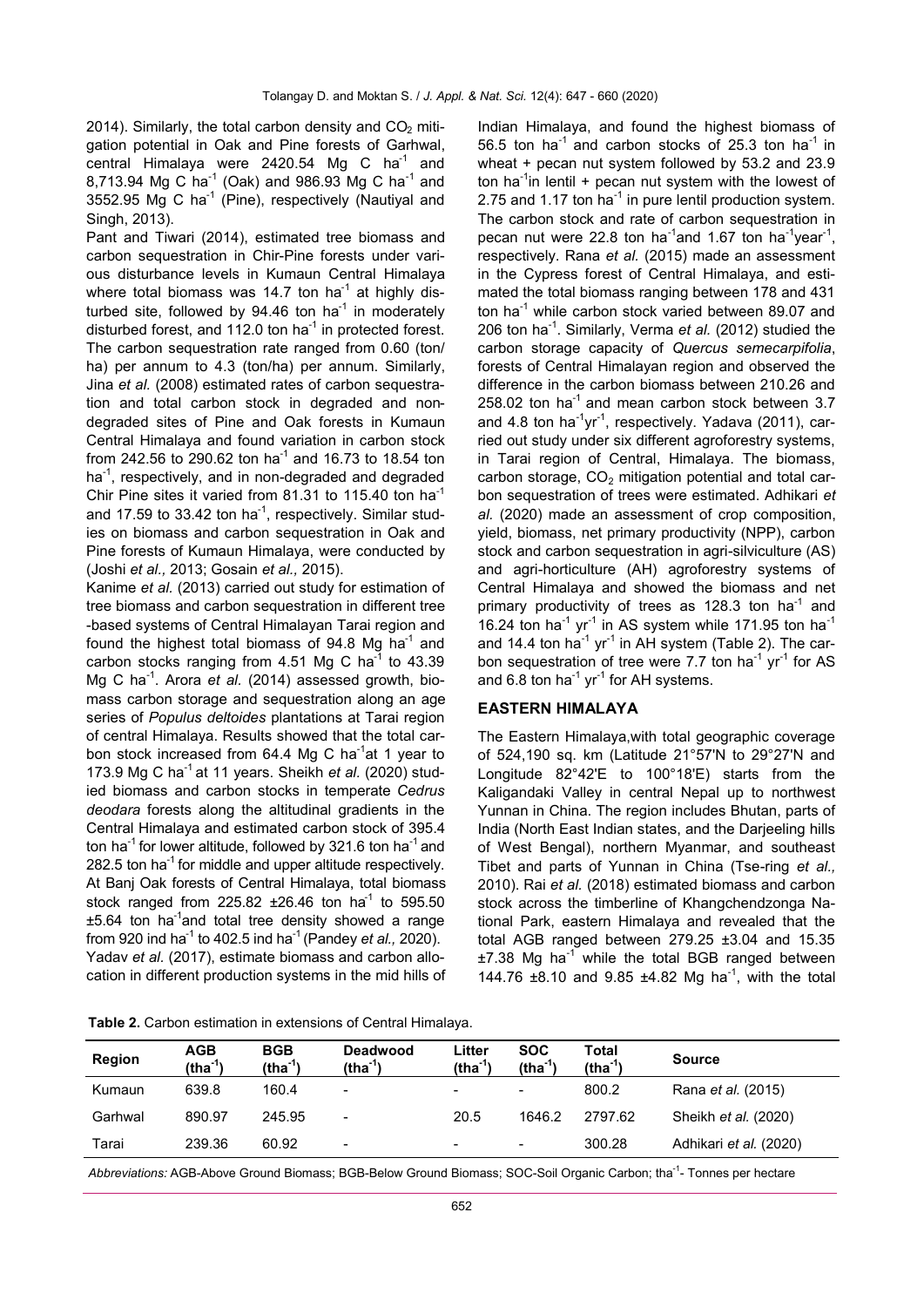2014). Similarly, the total carbon density and $CO_2$ mitigation potential in Oak and Pine forests of Garhwal, central Himalaya were 2420.54 Mg C $ha^{-1}$ and 8,713.94 Mg C $ha^{-1}$ (Oak) and 986.93 Mg C $ha^{-1}$ and 3552.95 Mg C $ha^{-1}$ (Pine), respectively (Nautiyal and Singh, 2013).

Pant and Tiwari (2014), estimated tree biomass and carbon sequestration in Chir-Pine forests under various disturbance levels in Kumaun Central Himalaya where total biomass was 14.7 ton $ha^{-1}$ at highly disturbed site, followed by 94.46 ton $ha^{-1}$ in moderately disturbed forest, and 112.0 ton $ha^{-1}$ in protected forest. The carbon sequestration rate ranged from 0.60 (ton/ha) per annum to 4.3 (ton/ha) per annum. Similarly, Jina *et al.* (2008) estimated rates of carbon sequestration and total carbon stock in degraded and non-degraded sites of Pine and Oak forests in Kumaun Central Himalaya and found variation in carbon stock from 242.56 to 290.62 ton $ha^{-1}$ and 16.73 to 18.54 ton $ha^{-1}$, respectively, and in non-degraded and degraded Chir Pine sites it varied from 81.31 to 115.40 ton $ha^{-1}$ and 17.59 to 33.42 ton $ha^{-1}$, respectively. Similar studies on biomass and carbon sequestration in Oak and Pine forests of Kumaun Himalaya, were conducted by (Joshi *et al.,* 2013; Gosain *et al.,* 2015).

Kanime *et al.* (2013) carried out study for estimation of tree biomass and carbon sequestration in different tree-based systems of Central Himalayan Tarai region and found the highest total biomass of 94.8 Mg $ha^{-1}$ and carbon stocks ranging from 4.51 Mg C $ha^{-1}$ to 43.39 Mg C $ha^{-1}$. Arora *et al.* (2014) assessed growth, biomass carbon storage and sequestration along an age series of *Populus deltoides* plantations at Tarai region of central Himalaya. Results showed that the total carbon stock increased from 64.4 Mg C $ha^{-1}$at 1 year to 173.9 Mg C $ha^{-1}$ at 11 years. Sheikh *et al.* (2020) studied biomass and carbon stocks in temperate *Cedrus deodara* forests along the altitudinal gradients in the Central Himalaya and estimated carbon stock of 395.4 ton $ha^{-1}$ for lower altitude, followed by 321.6 ton $ha^{-1}$ and 282.5 ton $ha^{-1}$ for middle and upper altitude respectively. At Banj Oak forests of Central Himalaya, total biomass stock ranged from 225.82 ±26.46 ton $ha^{-1}$ to 595.50 ±5.64 ton $ha^{-1}$and total tree density showed a range from 920 ind $ha^{-1}$ to 402.5 ind $ha^{-1}$ (Pandey *et al.,* 2020). Yadav *et al.* (2017), estimate biomass and carbon allocation in different production systems in the mid hills of Indian Himalaya, and found the highest biomass of 56.5 ton $ha^{-1}$ and carbon stocks of 25.3 ton $ha^{-1}$ in wheat + pecan nut system followed by 53.2 and 23.9 ton $ha^{-1}$in lentil + pecan nut system with the lowest of 2.75 and 1.17 ton $ha^{-1}$ in pure lentil production system. The carbon stock and rate of carbon sequestration in pecan nut were 22.8 ton $ha^{-1}$and 1.67 ton $ha^{-1}year^{-1}$, respectively. Rana *et al.* (2015) made an assessment in the Cypress forest of Central Himalaya, and estimated the total biomass ranging between 178 and 431 ton $ha^{-1}$ while carbon stock varied between 89.07 and 206 ton $ha^{-1}$. Similarly, Verma *et al.* (2012) studied the carbon storage capacity of *Quercus semecarpifolia*, forests of Central Himalayan region and observed the difference in the carbon biomass between 210.26 and 258.02 ton $ha^{-1}$ and mean carbon stock between 3.7 and 4.8 ton $ha^{-1}yr^{-1}$, respectively. Yadava (2011), carried out study under six different agroforestry systems, in Tarai region of Central, Himalaya. The biomass, carbon storage, $CO_2$ mitigation potential and total carbon sequestration of trees were estimated. Adhikari *et al.* (2020) made an assessment of crop composition, yield, biomass, net primary productivity (NPP), carbon stock and carbon sequestration in agri-silviculture (AS) and agri-horticulture (AH) agroforestry systems of Central Himalaya and showed the biomass and net primary productivity of trees as 128.3 ton $ha^{-1}$ and 16.24 ton $ha^{-1}$ $yr^{-1}$ in AS system while 171.95 ton $ha^{-1}$ and 14.4 ton $ha^{-1}$ $yr^{-1}$ in AH system (Table 2). The carbon sequestration of tree were 7.7 ton $ha^{-1}$ $yr^{-1}$ for AS and 6.8 ton $ha^{-1}$ $yr^{-1}$ for AH systems.

## EASTERN HIMALAYA

The Eastern Himalaya,with total geographic coverage of 524,190 sq. km (Latitude 21°57'N to 29°27'N and Longitude 82°42'E to 100°18'E) starts from the Kaligandaki Valley in central Nepal up to northwest Yunnan in China. The region includes Bhutan, parts of India (North East Indian states, and the Darjeeling hills of West Bengal), northern Myanmar, and southeast Tibet and parts of Yunnan in China (Tse-ring *et al.,* 2010). Rai *et al.* (2018) estimated biomass and carbon stock across the timberline of Khangchendzonga National Park, eastern Himalaya and revealed that the total AGB ranged between 279.25 ±3.04 and 15.35 ±7.38 Mg $ha^{-1}$ while the total BGB ranged between 144.76 ±8.10 and 9.85 ±4.82 Mg $ha^{-1}$, with the total

**Table 2.** Carbon estimation in extensions of Central Himalaya.

| Region | AGB ($tha^{-1}$) | BGB ($tha^{-1}$) | Deadwood ($tha^{-1}$) | Litter ($tha^{-1}$) | SOC ($tha^{-1}$) | Total ($tha^{-1}$) | Source |
|---|---|---|---|---|---|---|---|
| Kumaun | 639.8 | 160.4 | - | - | - | 800.2 | Rana *et al.* (2015) |
| Garhwal | 890.97 | 245.95 | - | 20.5 | 1646.2 | 2797.62 | Sheikh *et al.* (2020) |
| Tarai | 239.36 | 60.92 | - | - | - | 300.28 | Adhikari *et al.* (2020) |

*Abbreviations:* AGB-Above Ground Biomass; BGB-Below Ground Biomass; SOC-Soil Organic Carbon; $tha^{-1}$- Tonnes per hectare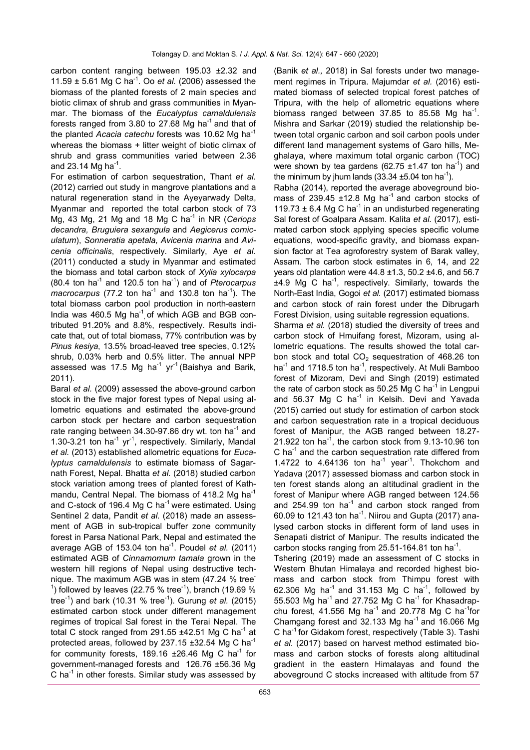carbon content ranging between 195.03 ±2.32 and 11.59 ± 5.61 Mg C ha$^{-1}$. Oo *et al.* (2006) assessed the biomass of the planted forests of 2 main species and biotic climax of shrub and grass communities in Myanmar. The biomass of the *Eucalyptus camaldulensis* forests ranged from 3.80 to 27.68 Mg ha$^{-1}$ and that of the planted *Acacia catechu* forests was 10.62 Mg ha$^{-1}$ whereas the biomass + litter weight of biotic climax of shrub and grass communities varied between 2.36 and 23.14 Mg ha$^{-1}$.

For estimation of carbon sequestration, Thant *et al.* (2012) carried out study in mangrove plantations and a natural regeneration stand in the Ayeyarwady Delta, Myanmar and reported the total carbon stock of 73 Mg, 43 Mg, 21 Mg and 18 Mg C ha$^{-1}$ in NR (*Ceriops decandra, Bruguiera sexangula* and *Aegicerus corniculatum*), *Sonneratia apetala, Avicenia marina* and *Avicenia officinalis*, respectively. Similarly, Aye *et al.* (2011) conducted a study in Myanmar and estimated the biomass and total carbon stock of *Xylia xylocarpa* (80.4 ton ha$^{-1}$ and 120.5 ton ha$^{-1}$) and of *Pterocarpus macrocarpus* (77.2 ton ha$^{-1}$ and 130.8 ton ha$^{-1}$). The total biomass carbon pool production in north-eastern India was 460.5 Mg ha$^{-1}$, of which AGB and BGB contributed 91.20% and 8.8%, respectively. Results indicate that, out of total biomass, 77% contribution was by *Pinus kesiya*, 13.5% broad-leaved tree species, 0.12% shrub, 0.03% herb and 0.5% litter. The annual NPP assessed was 17.5 Mg ha$^{-1}$ yr$^{-1}$ (Baishya and Barik, 2011).

Baral *et al.* (2009) assessed the above-ground carbon stock in the five major forest types of Nepal using allometric equations and estimated the above-ground carbon stock per hectare and carbon sequestration rate ranging between 34.30-97.86 dry wt. ton ha$^{-1}$ and 1.30-3.21 ton ha$^{-1}$ yr$^{-1}$, respectively. Similarly, Mandal *et al.* (2013) established allometric equations for *Eucalyptus camaldulensis* to estimate biomass of Sagarnath Forest, Nepal. Bhatta *et al.* (2018) studied carbon stock variation among trees of planted forest of Kathmandu, Central Nepal. The biomass of 418.2 Mg ha$^{-1}$ and C-stock of 196.4 Mg C ha$^{-1}$ were estimated. Using Sentinel 2 data, Pandit *et al.* (2018) made an assessment of AGB in sub-tropical buffer zone community forest in Parsa National Park, Nepal and estimated the average AGB of 153.04 ton ha$^{-1}$. Poudel *et al.* (2011) estimated AGB of *Cinnamomum tamala* grown in the western hill regions of Nepal using destructive technique. The maximum AGB was in stem (47.24 % tree$^{-1}$) followed by leaves (22.75 % tree$^{-1}$), branch (19.69 % tree$^{-1}$) and bark (10.31 % tree$^{-1}$). Gurung *et al.* (2015) estimated carbon stock under different management regimes of tropical Sal forest in the Terai Nepal. The total C stock ranged from 291.55 ±42.51 Mg C ha$^{-1}$ at protected areas, followed by 237.15 ±32.54 Mg C ha$^{-1}$ for community forests, 189.16 ±26.46 Mg C ha$^{-1}$ for government-managed forests and 126.76 ±56.36 Mg C ha$^{-1}$ in other forests. Similar study was assessed by (Banik *et al.,* 2018) in Sal forests under two management regimes in Tripura. Majumdar *et al.* (2016) estimated biomass of selected tropical forest patches of Tripura, with the help of allometric equations where biomass ranged between 37.85 to 85.58 Mg ha$^{-1}$. Mishra and Sarkar (2019) studied the relationship between total organic carbon and soil carbon pools under different land management systems of Garo hills, Meghalaya, where maximum total organic carbon (TOC) were shown by tea gardens (62.75 ±1.47 ton ha$^{-1}$) and the minimum by jhum lands (33.34 ±5.04 ton ha$^{-1}$).

Rabha (2014), reported the average aboveground biomass of 239.45 ±12.8 Mg ha$^{-1}$ and carbon stocks of 119.73 ± 6.4 Mg C ha$^{-1}$ in an undisturbed regenerating Sal forest of Goalpara Assam. Kalita *et al.* (2017), estimated carbon stock applying species specific volume equations, wood-specific gravity, and biomass expansion factor at Tea agroforestry system of Barak valley, Assam. The carbon stock estimates in 6, 14, and 22 years old plantation were 44.8 ±1.3, 50.2 ±4.6, and 56.7 ±4.9 Mg C ha$^{-1}$, respectively. Similarly, towards the North-East India, Gogoi *et al.* (2017) estimated biomass and carbon stock of rain forest under the Dibrugarh Forest Division, using suitable regression equations.

Sharma *et al.* (2018) studied the diversity of trees and carbon stock of Hmuifang forest, Mizoram, using allometric equations. The results showed the total carbon stock and total $CO_2$ sequestration of 468.26 ton ha$^{-1}$ and 1718.5 ton ha$^{-1}$, respectively. At Muli Bamboo forest of Mizoram, Devi and Singh (2019) estimated the rate of carbon stock as 50.25 Mg C ha$^{-1}$ in Lengpui and 56.37 Mg C ha$^{-1}$ in Kelsih. Devi and Yavada (2015) carried out study for estimation of carbon stock and carbon sequestration rate in a tropical deciduous forest of Manipur, the AGB ranged between 18.27-21.922 ton ha$^{-1}$, the carbon stock from 9.13-10.96 ton C ha$^{-1}$ and the carbon sequestration rate differed from 1.4722 to 4.64136 ton ha$^{-1}$ year$^{-1}$. Thokchom and Yadava (2017) assessed biomass and carbon stock in ten forest stands along an altitudinal gradient in the forest of Manipur where AGB ranged between 124.56 and 254.99 ton ha$^{-1}$ and carbon stock ranged from 60.09 to 121.43 ton ha$^{-1}$. Niirou and Gupta (2017) analysed carbon stocks in different form of land uses in Senapati district of Manipur. The results indicated the carbon stocks ranging from 25.51-164.81 ton ha$^{-1}$.

Tshering (2019) made an assessment of C stocks in Western Bhutan Himalaya and recorded highest biomass and carbon stock from Thimpu forest with 62.306 Mg ha$^{-1}$ and 31.153 Mg C ha$^{-1}$, followed by 55.503 Mg ha$^{-1}$ and 27.752 Mg C ha$^{-1}$ for Khasadrapchu forest, 41.556 Mg ha$^{-1}$ and 20.778 Mg C ha$^{-1}$for Changang forest and 32.133 Mg ha$^{-1}$ and 16.066 Mg C ha$^{-1}$ for Gidakom forest, respectively (Table 3). Tashi *et al.* (2017) based on harvest method estimated biomass and carbon stocks of forests along altitudinal gradient in the eastern Himalayas and found the aboveground C stocks increased with altitude from 57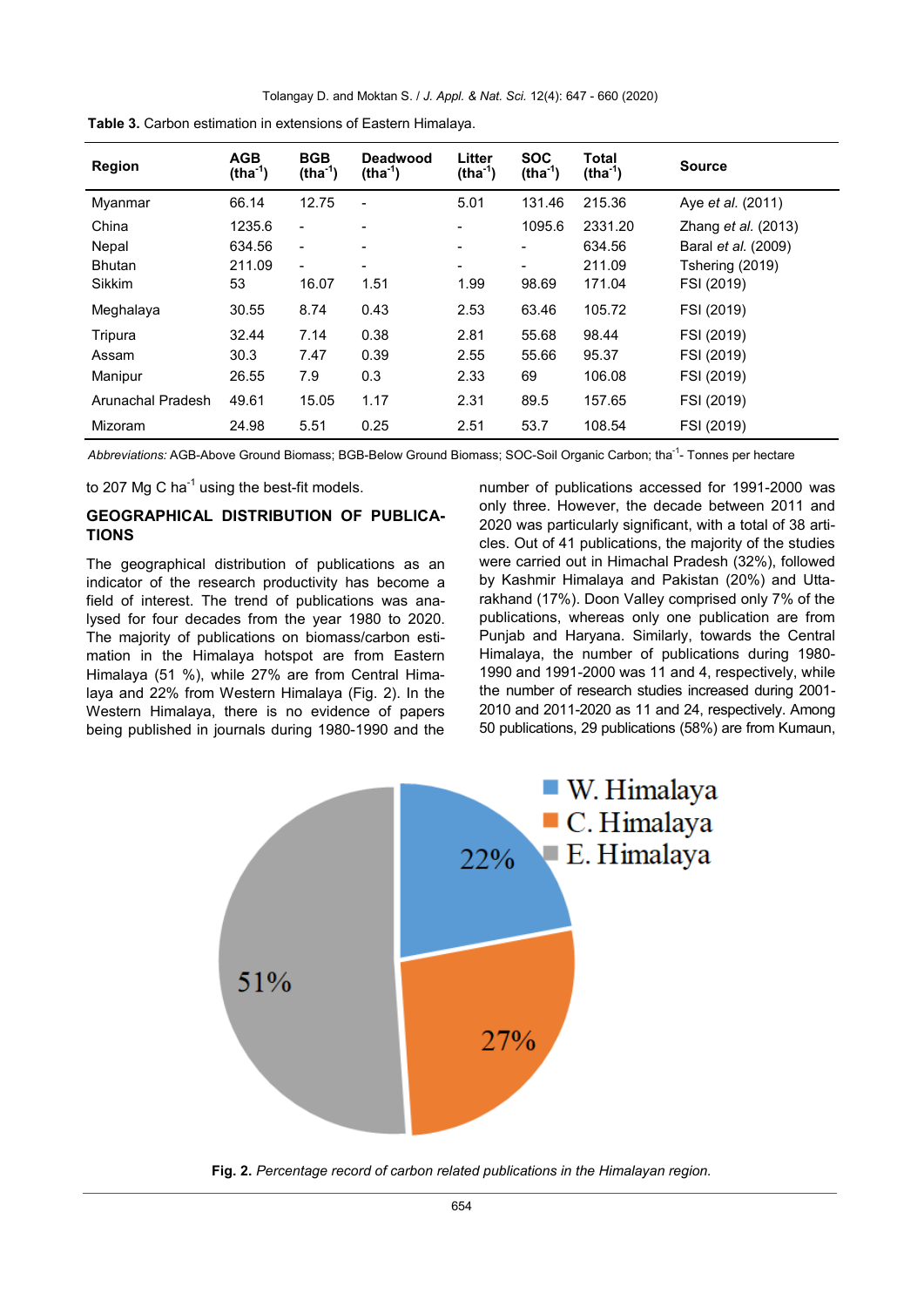**Table 3.** Carbon estimation in extensions of Eastern Himalaya.

| Region | AGB ($tha^{-1}$) | BGB ($tha^{-1}$) | Deadwood ($tha^{-1}$) | Litter ($tha^{-1}$) | SOC ($tha^{-1}$) | Total ($tha^{-1}$) | Source |
|---|---|---|---|---|---|---|---|
| Myanmar | 66.14 | 12.75 | - | 5.01 | 131.46 | 215.36 | Aye *et al.* (2011) |
| China | 1235.6 | - | - | - | 1095.6 | 2331.20 | Zhang *et al.* (2013) |
| Nepal | 634.56 | - | - | - | - | 634.56 | Baral *et al.* (2009) |
| Bhutan | 211.09 | - | - | - | - | 211.09 | Tshering (2019) |
| Sikkim | 53 | 16.07 | 1.51 | 1.99 | 98.69 | 171.04 | FSI (2019) |
| Meghalaya | 30.55 | 8.74 | 0.43 | 2.53 | 63.46 | 105.72 | FSI (2019) |
| Tripura | 32.44 | 7.14 | 0.38 | 2.81 | 55.68 | 98.44 | FSI (2019) |
| Assam | 30.3 | 7.47 | 0.39 | 2.55 | 55.66 | 95.37 | FSI (2019) |
| Manipur | 26.55 | 7.9 | 0.3 | 2.33 | 69 | 106.08 | FSI (2019) |
| Arunachal Pradesh | 49.61 | 15.05 | 1.17 | 2.31 | 89.5 | 157.65 | FSI (2019) |
| Mizoram | 24.98 | 5.51 | 0.25 | 2.51 | 53.7 | 108.54 | FSI (2019) |

*Abbreviations:* AGB-Above Ground Biomass; BGB-Below Ground Biomass; SOC-Soil Organic Carbon; $tha^{-1}$- Tonnes per hectare

to 207 Mg C $ha^{-1}$ using the best-fit models.

## GEOGRAPHICAL DISTRIBUTION OF PUBLICATIONS

The geographical distribution of publications as an indicator of the research productivity has become a field of interest. The trend of publications was analysed for four decades from the year 1980 to 2020. The majority of publications on biomass/carbon estimation in the Himalaya hotspot are from Eastern Himalaya (51 %), while 27% are from Central Himalaya and 22% from Western Himalaya (Fig. 2). In the Western Himalaya, there is no evidence of papers being published in journals during 1980-1990 and the number of publications accessed for 1991-2000 was only three. However, the decade between 2011 and 2020 was particularly significant, with a total of 38 articles. Out of 41 publications, the majority of the studies were carried out in Himachal Pradesh (32%), followed by Kashmir Himalaya and Pakistan (20%) and Uttarakhand (17%). Doon Valley comprised only 7% of the publications, whereas only one publication are from Punjab and Haryana. Similarly, towards the Central Himalaya, the number of publications during 1980-1990 and 1991-2000 was 11 and 4, respectively, while the number of research studies increased during 2001-2010 and 2011-2020 as 11 and 24, respectively. Among 50 publications, 29 publications (58%) are from Kumaun,

**Fig. 2.** *Percentage record of carbon related publications in the Himalayan region.*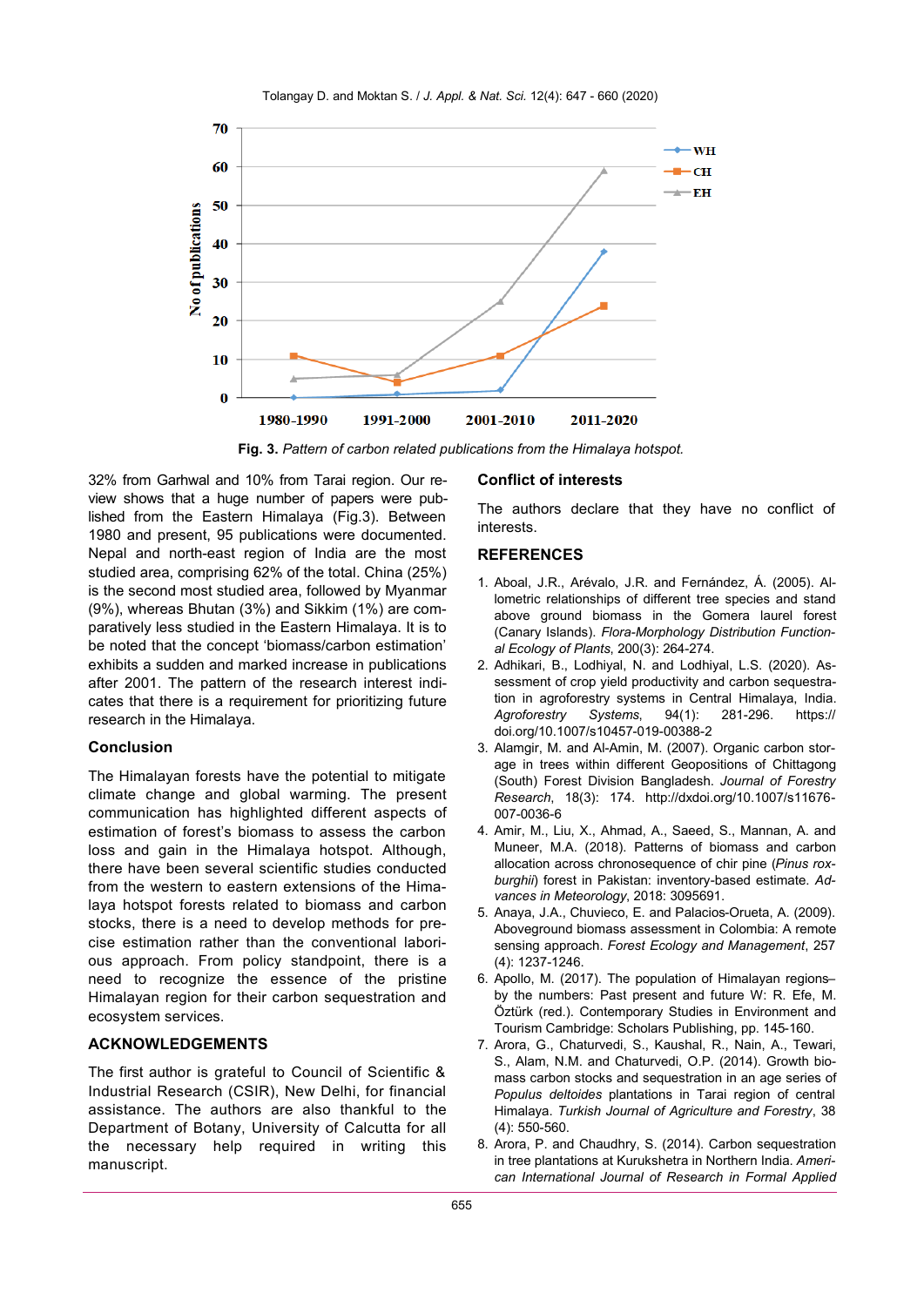Fig. 3. *Pattern of carbon related publications from the Himalaya hotspot.*

32% from Garhwal and 10% from Tarai region. Our review shows that a huge number of papers were published from the Eastern Himalaya (Fig.3). Between 1980 and present, 95 publications were documented. Nepal and north-east region of India are the most studied area, comprising 62% of the total. China (25%) is the second most studied area, followed by Myanmar (9%), whereas Bhutan (3%) and Sikkim (1%) are comparatively less studied in the Eastern Himalaya. It is to be noted that the concept 'biomass/carbon estimation' exhibits a sudden and marked increase in publications after 2001. The pattern of the research interest indicates that there is a requirement for prioritizing future research in the Himalaya.

## Conclusion

The Himalayan forests have the potential to mitigate climate change and global warming. The present communication has highlighted different aspects of estimation of forest's biomass to assess the carbon loss and gain in the Himalaya hotspot. Although, there have been several scientific studies conducted from the western to eastern extensions of the Himalaya hotspot forests related to biomass and carbon stocks, there is a need to develop methods for precise estimation rather than the conventional laborious approach. From policy standpoint, there is a need to recognize the essence of the pristine Himalayan region for their carbon sequestration and ecosystem services.

## ACKNOWLEDGEMENTS

The first author is grateful to Council of Scientific & Industrial Research (CSIR), New Delhi, for financial assistance. The authors are also thankful to the Department of Botany, University of Calcutta for all the necessary help required in writing this manuscript.

## Conflict of interests

The authors declare that they have no conflict of interests.

## REFERENCES

1. Aboal, J.R., Arévalo, J.R. and Fernández, Á. (2005). Allometric relationships of different tree species and stand above ground biomass in the Gomera laurel forest (Canary Islands). *Flora-Morphology Distribution Functional Ecology of Plants*, 200(3): 264-274.
2. Adhikari, B., Lodhiyal, N. and Lodhiyal, L.S. (2020). Assessment of crop yield productivity and carbon sequestration in agroforestry systems in Central Himalaya, India. *Agroforestry Systems*, 94(1): 281-296. https://doi.org/10.1007/s10457-019-00388-2
3. Alamgir, M. and Al-Amin, M. (2007). Organic carbon storage in trees within different Geopositions of Chittagong (South) Forest Division Bangladesh. *Journal of Forestry Research*, 18(3): 174. http://dxdoi.org/10.1007/s11676-007-0036-6
4. Amir, M., Liu, X., Ahmad, A., Saeed, S., Mannan, A. and Muneer, M.A. (2018). Patterns of biomass and carbon allocation across chronosequence of chir pine (*Pinus roxburghii*) forest in Pakistan: inventory-based estimate. *Advances in Meteorology*, 2018: 3095691.
5. Anaya, J.A., Chuvieco, E. and Palacios-Orueta, A. (2009). Aboveground biomass assessment in Colombia: A remote sensing approach. *Forest Ecology and Management*, 257 (4): 1237-1246.
6. Apollo, M. (2017). The population of Himalayan regions– by the numbers: Past present and future W: R. Efe, M. Öztürk (red.). Contemporary Studies in Environment and Tourism Cambridge: Scholars Publishing, pp. 145-160.
7. Arora, G., Chaturvedi, S., Kaushal, R., Nain, A., Tewari, S., Alam, N.M. and Chaturvedi, O.P. (2014). Growth biomass carbon stocks and sequestration in an age series of *Populus deltoides* plantations in Tarai region of central Himalaya. *Turkish Journal of Agriculture and Forestry*, 38 (4): 550-560.
8. Arora, P. and Chaudhry, S. (2014). Carbon sequestration in tree plantations at Kurukshetra in Northern India. *American International Journal of Research in Formal Applied*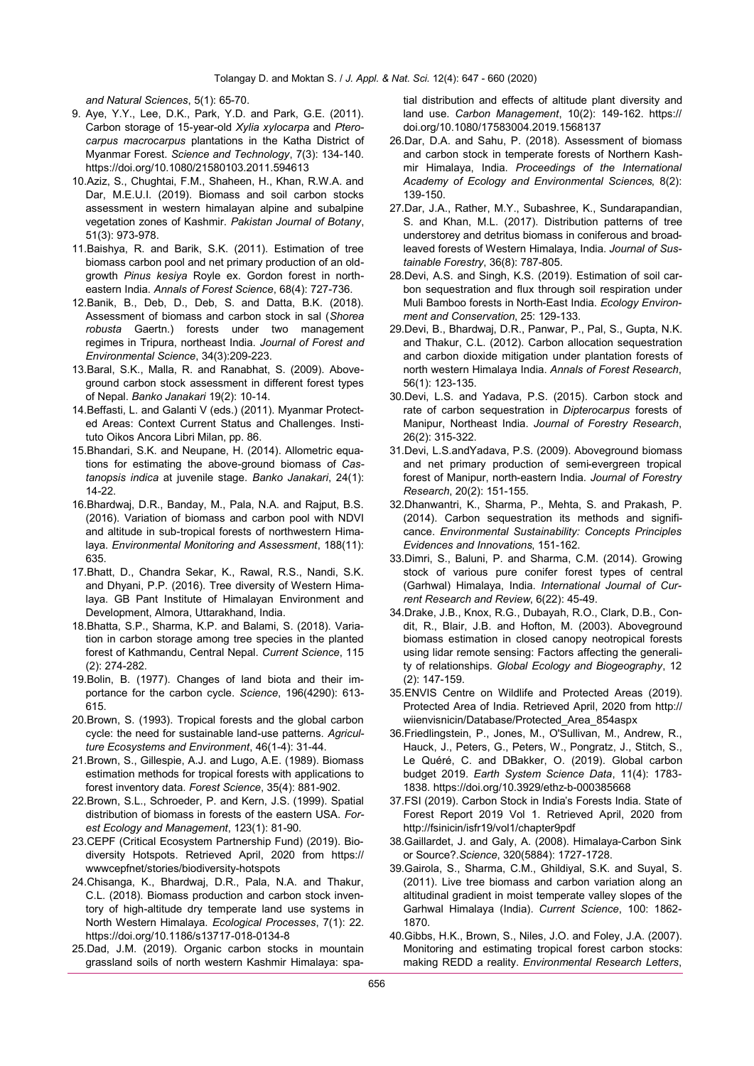*and Natural Sciences*, 5(1): 65-70.

9. Aye, Y.Y., Lee, D.K., Park, Y.D. and Park, G.E. (2011). Carbon storage of 15-year-old *Xylia xylocarpa* and *Pterocarpus macrocarpus* plantations in the Katha District of Myanmar Forest. *Science and Technology*, 7(3): 134-140. https://doi.org/10.1080/21580103.2011.594613
10. Aziz, S., Chughtai, F.M., Shaheen, H., Khan, R.W.A. and Dar, M.E.U.I. (2019). Biomass and soil carbon stocks assessment in western himalayan alpine and subalpine vegetation zones of Kashmir. *Pakistan Journal of Botany*, 51(3): 973-978.
11. Baishya, R. and Barik, S.K. (2011). Estimation of tree biomass carbon pool and net primary production of an old-growth *Pinus kesiya* Royle ex. Gordon forest in north-eastern India. *Annals of Forest Science*, 68(4): 727-736.
12. Banik, B., Deb, D., Deb, S. and Datta, B.K. (2018). Assessment of biomass and carbon stock in sal (*Shorea robusta* Gaertn.) forests under two management regimes in Tripura, northeast India. *Journal of Forest and Environmental Science*, 34(3):209-223.
13. Baral, S.K., Malla, R. and Ranabhat, S. (2009). Above-ground carbon stock assessment in different forest types of Nepal. *Banko Janakari* 19(2): 10-14.
14. Beffasti, L. and Galanti V (eds.) (2011). Myanmar Protected Areas: Context Current Status and Challenges. Instituto Oikos Ancora Libri Milan, pp. 86.
15. Bhandari, S.K. and Neupane, H. (2014). Allometric equations for estimating the above-ground biomass of *Castanopsis indica* at juvenile stage. *Banko Janakari*, 24(1): 14-22.
16. Bhardwaj, D.R., Banday, M., Pala, N.A. and Rajput, B.S. (2016). Variation of biomass and carbon pool with NDVI and altitude in sub-tropical forests of northwestern Himalaya. *Environmental Monitoring and Assessment*, 188(11): 635.
17. Bhatt, D., Chandra Sekar, K., Rawal, R.S., Nandi, S.K. and Dhyani, P.P. (2016). Tree diversity of Western Himalaya. GB Pant Institute of Himalayan Environment and Development, Almora, Uttarakhand, India.
18. Bhatta, S.P., Sharma, K.P. and Balami, S. (2018). Variation in carbon storage among tree species in the planted forest of Kathmandu, Central Nepal. *Current Science*, 115 (2): 274-282.
19. Bolin, B. (1977). Changes of land biota and their importance for the carbon cycle. *Science*, 196(4290): 613-615.
20. Brown, S. (1993). Tropical forests and the global carbon cycle: the need for sustainable land-use patterns. *Agriculture Ecosystems and Environment*, 46(1-4): 31-44.
21. Brown, S., Gillespie, A.J. and Lugo, A.E. (1989). Biomass estimation methods for tropical forests with applications to forest inventory data. *Forest Science*, 35(4): 881-902.
22. Brown, S.L., Schroeder, P. and Kern, J.S. (1999). Spatial distribution of biomass in forests of the eastern USA. *Forest Ecology and Management*, 123(1): 81-90.
23. CEPF (Critical Ecosystem Partnership Fund) (2019). Biodiversity Hotspots. Retrieved April, 2020 from https://wwwcepfnet/stories/biodiversity-hotspots
24. Chisanga, K., Bhardwaj, D.R., Pala, N.A. and Thakur, C.L. (2018). Biomass production and carbon stock inventory of high-altitude dry temperate land use systems in North Western Himalaya. *Ecological Processes*, 7(1): 22. https://doi.org/10.1186/s13717-018-0134-8
25. Dad, J.M. (2019). Organic carbon stocks in mountain grassland soils of north western Kashmir Himalaya: spatial distribution and effects of altitude plant diversity and land use. *Carbon Management*, 10(2): 149-162. https://doi.org/10.1080/17583004.2019.1568137
26. Dar, D.A. and Sahu, P. (2018). Assessment of biomass and carbon stock in temperate forests of Northern Kashmir Himalaya, India. *Proceedings of the International Academy of Ecology and Environmental Sciences*, 8(2): 139-150.
27. Dar, J.A., Rather, M.Y., Subashree, K., Sundarapandian, S. and Khan, M.L. (2017). Distribution patterns of tree understorey and detritus biomass in coniferous and broad-leaved forests of Western Himalaya, India. *Journal of Sustainable Forestry*, 36(8): 787-805.
28. Devi, A.S. and Singh, K.S. (2019). Estimation of soil carbon sequestration and flux through soil respiration under Muli Bamboo forests in North-East India. *Ecology Environment and Conservation*, 25: 129-133.
29. Devi, B., Bhardwaj, D.R., Panwar, P., Pal, S., Gupta, N.K. and Thakur, C.L. (2012). Carbon allocation sequestration and carbon dioxide mitigation under plantation forests of north western Himalaya India. *Annals of Forest Research*, 56(1): 123-135.
30. Devi, L.S. and Yadava, P.S. (2015). Carbon stock and rate of carbon sequestration in *Dipterocarpus* forests of Manipur, Northeast India. *Journal of Forestry Research*, 26(2): 315-322.
31. Devi, L.S.andYadava, P.S. (2009). Aboveground biomass and net primary production of semi-evergreen tropical forest of Manipur, north-eastern India. *Journal of Forestry Research*, 20(2): 151-155.
32. Dhanwantri, K., Sharma, P., Mehta, S. and Prakash, P. (2014). Carbon sequestration its methods and significance. *Environmental Sustainability: Concepts Principles Evidences and Innovations*, 151-162.
33. Dimri, S., Baluni, P. and Sharma, C.M. (2014). Growing stock of various pure conifer forest types of central (Garhwal) Himalaya, India. *International Journal of Current Research and Review*, 6(22): 45-49.
34. Drake, J.B., Knox, R.G., Dubayah, R.O., Clark, D.B., Condit, R., Blair, J.B. and Hofton, M. (2003). Aboveground biomass estimation in closed canopy neotropical forests using lidar remote sensing: Factors affecting the generality of relationships. *Global Ecology and Biogeography*, 12 (2): 147-159.
35. ENVIS Centre on Wildlife and Protected Areas (2019). Protected Area of India. Retrieved April, 2020 from http://wiienvisnicin/Database/Protected_Area_854aspx
36. Friedlingstein, P., Jones, M., O'Sullivan, M., Andrew, R., Hauck, J., Peters, G., Peters, W., Pongratz, J., Stitch, S., Le Quéré, C. and DBakker, O. (2019). Global carbon budget 2019. *Earth System Science Data*, 11(4): 1783-1838. https://doi.org/10.3929/ethz-b-000385668
37. FSI (2019). Carbon Stock in India's Forests India. State of Forest Report 2019 Vol 1. Retrieved April, 2020 from http://fsinicin/isfr19/vol1/chapter9pdf
38. Gaillardet, J. and Galy, A. (2008). Himalaya-Carbon Sink or Source?.*Science*, 320(5884): 1727-1728.
39. Gairola, S., Sharma, C.M., Ghildiyal, S.K. and Suyal, S. (2011). Live tree biomass and carbon variation along an altitudinal gradient in moist temperate valley slopes of the Garhwal Himalaya (India). *Current Science*, 100: 1862-1870.
40. Gibbs, H.K., Brown, S., Niles, J.O. and Foley, J.A. (2007). Monitoring and estimating tropical forest carbon stocks: making REDD a reality. *Environmental Research Letters*,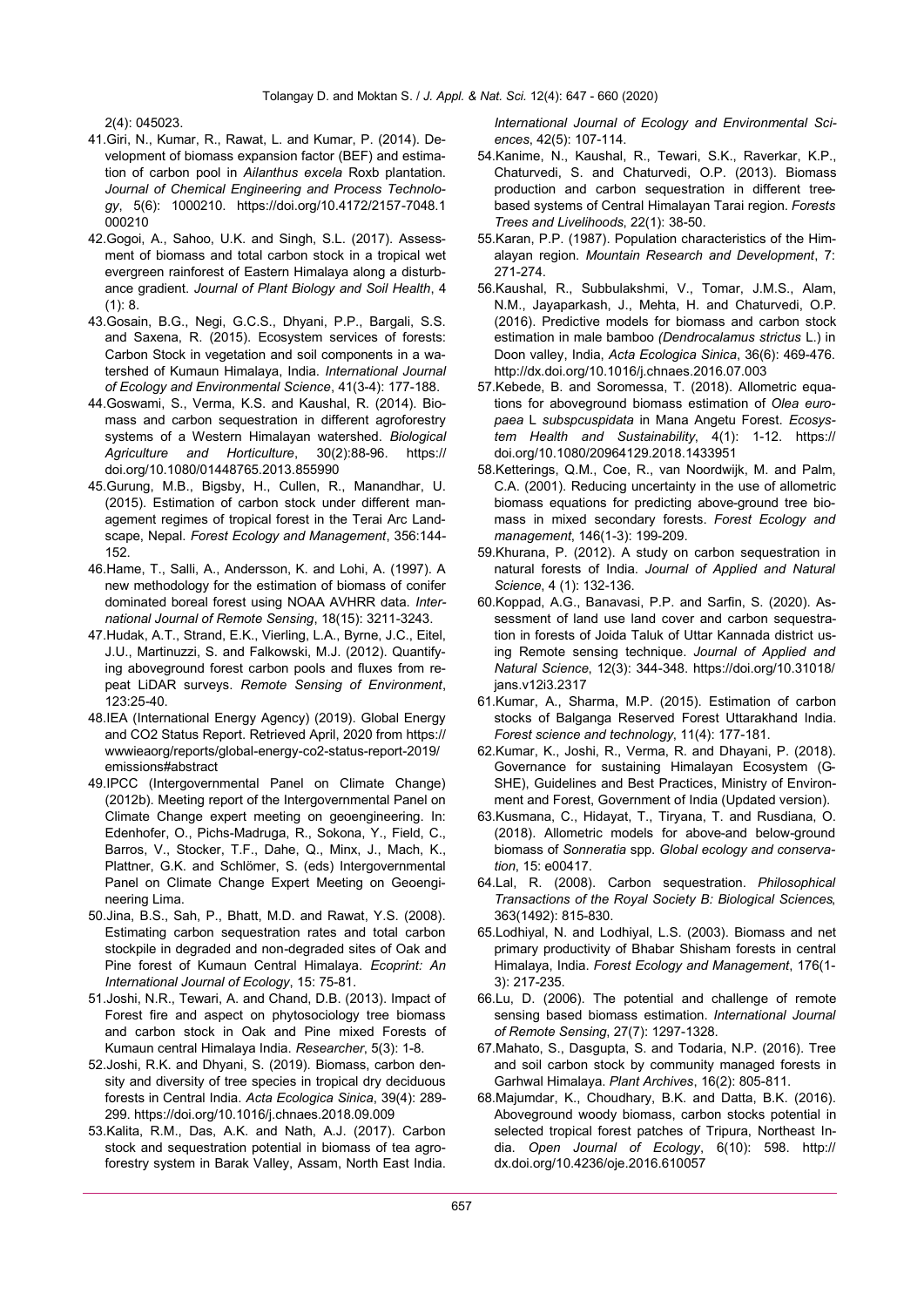2(4): 045023.

41. Giri, N., Kumar, R., Rawat, L. and Kumar, P. (2014). Development of biomass expansion factor (BEF) and estimation of carbon pool in *Ailanthus excela* Roxb plantation. *Journal of Chemical Engineering and Process Technology*, 5(6): 1000210. https://doi.org/10.4172/2157-7048.1000210
42. Gogoi, A., Sahoo, U.K. and Singh, S.L. (2017). Assessment of biomass and total carbon stock in a tropical wet evergreen rainforest of Eastern Himalaya along a disturbance gradient. *Journal of Plant Biology and Soil Health*, 4 (1): 8.
43. Gosain, B.G., Negi, G.C.S., Dhyani, P.P., Bargali, S.S. and Saxena, R. (2015). Ecosystem services of forests: Carbon Stock in vegetation and soil components in a watershed of Kumaun Himalaya, India. *International Journal of Ecology and Environmental Science*, 41(3-4): 177-188.
44. Goswami, S., Verma, K.S. and Kaushal, R. (2014). Biomass and carbon sequestration in different agroforestry systems of a Western Himalayan watershed. *Biological Agriculture and Horticulture*, 30(2):88-96. https://doi.org/10.1080/01448765.2013.855990
45. Gurung, M.B., Bigsby, H., Cullen, R., Manandhar, U. (2015). Estimation of carbon stock under different management regimes of tropical forest in the Terai Arc Landscape, Nepal. *Forest Ecology and Management*, 356:144-152.
46. Hame, T., Salli, A., Andersson, K. and Lohi, A. (1997). A new methodology for the estimation of biomass of conifer dominated boreal forest using NOAA AVHRR data. *International Journal of Remote Sensing*, 18(15): 3211-3243.
47. Hudak, A.T., Strand, E.K., Vierling, L.A., Byrne, J.C., Eitel, J.U., Martinuzzi, S. and Falkowski, M.J. (2012). Quantifying aboveground forest carbon pools and fluxes from repeat LiDAR surveys. *Remote Sensing of Environment*, 123:25-40.
48. IEA (International Energy Agency) (2019). Global Energy and CO2 Status Report. Retrieved April, 2020 from https://wwwieaorg/reports/global-energy-co2-status-report-2019/emissions#abstract
49. IPCC (Intergovernmental Panel on Climate Change) (2012b). Meeting report of the Intergovernmental Panel on Climate Change expert meeting on geoengineering. In: Edenhofer, O., Pichs-Madruga, R., Sokona, Y., Field, C., Barros, V., Stocker, T.F., Dahe, Q., Minx, J., Mach, K., Plattner, G.K. and Schlömer, S. (eds) Intergovernmental Panel on Climate Change Expert Meeting on Geoengineering Lima.
50. Jina, B.S., Sah, P., Bhatt, M.D. and Rawat, Y.S. (2008). Estimating carbon sequestration rates and total carbon stockpile in degraded and non-degraded sites of Oak and Pine forest of Kumaun Central Himalaya. *Ecoprint: An International Journal of Ecology*, 15: 75-81.
51. Joshi, N.R., Tewari, A. and Chand, D.B. (2013). Impact of Forest fire and aspect on phytosociology tree biomass and carbon stock in Oak and Pine mixed Forests of Kumaun central Himalaya India. *Researcher*, 5(3): 1-8.
52. Joshi, R.K. and Dhyani, S. (2019). Biomass, carbon density and diversity of tree species in tropical dry deciduous forests in Central India. *Acta Ecologica Sinica*, 39(4): 289-299. https://doi.org/10.1016/j.chnaes.2018.09.009
53. Kalita, R.M., Das, A.K. and Nath, A.J. (2017). Carbon stock and sequestration potential in biomass of tea agroforestry system in Barak Valley, Assam, North East India. *International Journal of Ecology and Environmental Sciences*, 42(5): 107-114.
54. Kanime, N., Kaushal, R., Tewari, S.K., Raverkar, K.P., Chaturvedi, S. and Chaturvedi, O.P. (2013). Biomass production and carbon sequestration in different tree-based systems of Central Himalayan Tarai region. *Forests Trees and Livelihoods*, 22(1): 38-50.
55. Karan, P.P. (1987). Population characteristics of the Himalayan region. *Mountain Research and Development*, 7: 271-274.
56. Kaushal, R., Subbulakshmi, V., Tomar, J.M.S., Alam, N.M., Jayaparkash, J., Mehta, H. and Chaturvedi, O.P. (2016). Predictive models for biomass and carbon stock estimation in male bamboo *(Dendrocalamus strictus* L.) in Doon valley, India, *Acta Ecologica Sinica*, 36(6): 469-476. http://dx.doi.org/10.1016/j.chnaes.2016.07.003
57. Kebede, B. and Soromessa, T. (2018). Allometric equations for aboveground biomass estimation of *Olea europaea* L *subspcuspidata* in Mana Angetu Forest. *Ecosystem Health and Sustainability*, 4(1): 1-12. https://doi.org/10.1080/20964129.2018.1433951
58. Ketterings, Q.M., Coe, R., van Noordwijk, M. and Palm, C.A. (2001). Reducing uncertainty in the use of allometric biomass equations for predicting above-ground tree biomass in mixed secondary forests. *Forest Ecology and management*, 146(1-3): 199-209.
59. Khurana, P. (2012). A study on carbon sequestration in natural forests of India. *Journal of Applied and Natural Science*, 4 (1): 132-136.
60. Koppad, A.G., Banavasi, P.P. and Sarfin, S. (2020). Assessment of land use land cover and carbon sequestration in forests of Joida Taluk of Uttar Kannada district using Remote sensing technique. *Journal of Applied and Natural Science*, 12(3): 344-348. https://doi.org/10.31018/jans.v12i3.2317
61. Kumar, A., Sharma, M.P. (2015). Estimation of carbon stocks of Balganga Reserved Forest Uttarakhand India. *Forest science and technology*, 11(4): 177-181.
62. Kumar, K., Joshi, R., Verma, R. and Dhayani, P. (2018). Governance for sustaining Himalayan Ecosystem (G-SHE), Guidelines and Best Practices, Ministry of Environment and Forest, Government of India (Updated version).
63. Kusmana, C., Hidayat, T., Tiryana, T. and Rusdiana, O. (2018). Allometric models for above-and below-ground biomass of *Sonneratia* spp. *Global ecology and conservation*, 15: e00417.
64. Lal, R. (2008). Carbon sequestration. *Philosophical Transactions of the Royal Society B: Biological Sciences*, 363(1492): 815-830.
65. Lodhiyal, N. and Lodhiyal, L.S. (2003). Biomass and net primary productivity of Bhabar Shisham forests in central Himalaya, India. *Forest Ecology and Management*, 176(1-3): 217-235.
66. Lu, D. (2006). The potential and challenge of remote sensing based biomass estimation. *International Journal of Remote Sensing*, 27(7): 1297-1328.
67. Mahato, S., Dasgupta, S. and Todaria, N.P. (2016). Tree and soil carbon stock by community managed forests in Garhwal Himalaya. *Plant Archives*, 16(2): 805-811.
68. Majumdar, K., Choudhary, B.K. and Datta, B.K. (2016). Aboveground woody biomass, carbon stocks potential in selected tropical forest patches of Tripura, Northeast India. *Open Journal of Ecology*, 6(10): 598. http://dx.doi.org/10.4236/oje.2016.610057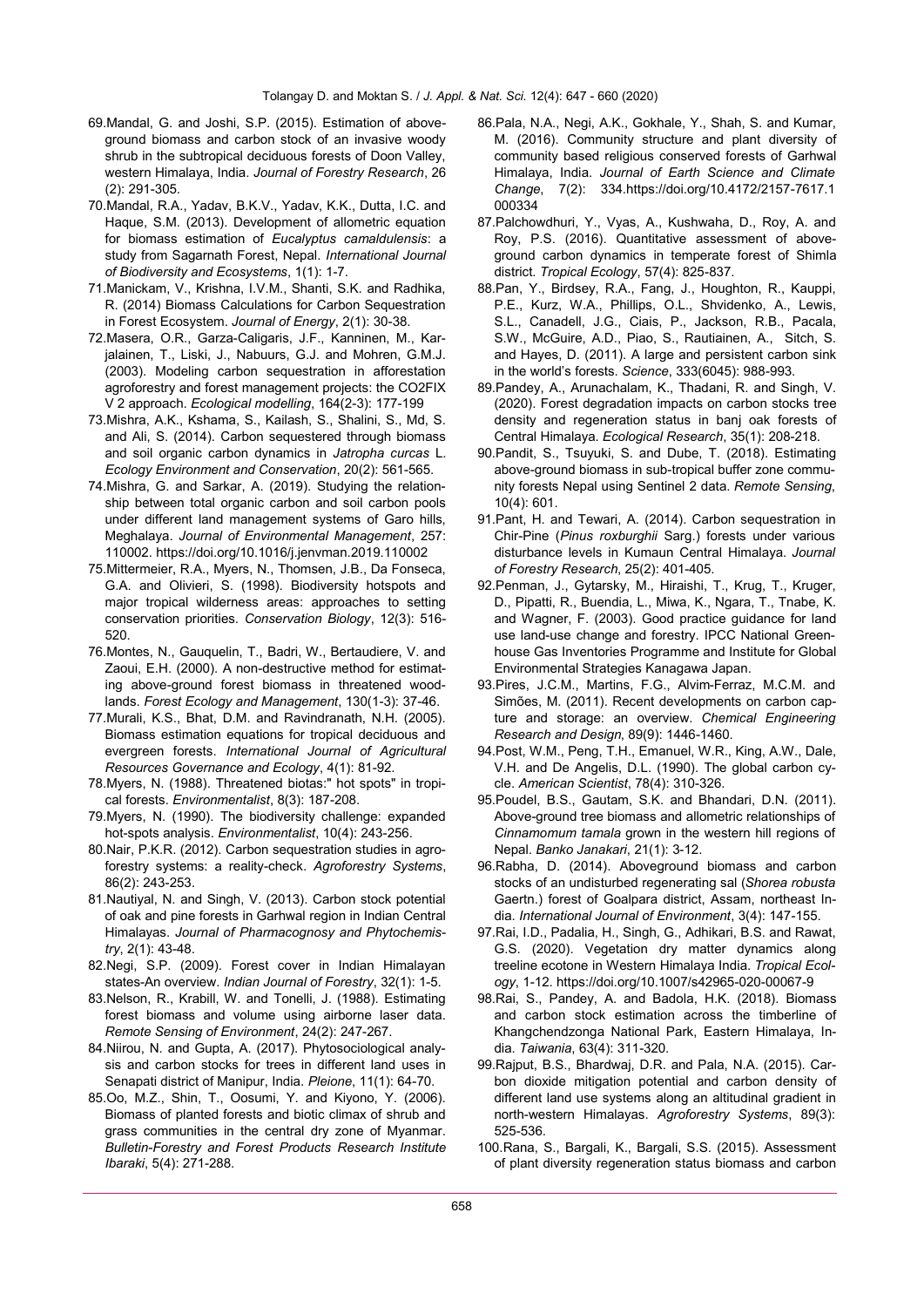69. Mandal, G. and Joshi, S.P. (2015). Estimation of above-ground biomass and carbon stock of an invasive woody shrub in the subtropical deciduous forests of Doon Valley, western Himalaya, India. *Journal of Forestry Research*, 26 (2): 291-305.
70. Mandal, R.A., Yadav, B.K.V., Yadav, K.K., Dutta, I.C. and Haque, S.M. (2013). Development of allometric equation for biomass estimation of *Eucalyptus camaldulensis*: a study from Sagarnath Forest, Nepal. *International Journal of Biodiversity and Ecosystems*, 1(1): 1-7.
71. Manickam, V., Krishna, I.V.M., Shanti, S.K. and Radhika, R. (2014) Biomass Calculations for Carbon Sequestration in Forest Ecosystem. *Journal of Energy*, 2(1): 30-38.
72. Masera, O.R., Garza-Caligaris, J.F., Kanninen, M., Karjalainen, T., Liski, J., Nabuurs, G.J. and Mohren, G.M.J. (2003). Modeling carbon sequestration in afforestation agroforestry and forest management projects: the CO2FIX V 2 approach. *Ecological modelling*, 164(2-3): 177-199
73. Mishra, A.K., Kshama, S., Kailash, S., Shalini, S., Md, S. and Ali, S. (2014). Carbon sequestered through biomass and soil organic carbon dynamics in *Jatropha curcas* L. *Ecology Environment and Conservation*, 20(2): 561-565.
74. Mishra, G. and Sarkar, A. (2019). Studying the relationship between total organic carbon and soil carbon pools under different land management systems of Garo hills, Meghalaya. *Journal of Environmental Management*, 257: 110002. https://doi.org/10.1016/j.jenvman.2019.110002
75. Mittermeier, R.A., Myers, N., Thomsen, J.B., Da Fonseca, G.A. and Olivieri, S. (1998). Biodiversity hotspots and major tropical wilderness areas: approaches to setting conservation priorities. *Conservation Biology*, 12(3): 516-520.
76. Montes, N., Gauquelin, T., Badri, W., Bertaudiere, V. and Zaoui, E.H. (2000). A non-destructive method for estimating above-ground forest biomass in threatened woodlands. *Forest Ecology and Management*, 130(1-3): 37-46.
77. Murali, K.S., Bhat, D.M. and Ravindranath, N.H. (2005). Biomass estimation equations for tropical deciduous and evergreen forests. *International Journal of Agricultural Resources Governance and Ecology*, 4(1): 81-92.
78. Myers, N. (1988). Threatened biotas:" hot spots" in tropical forests. *Environmentalist*, 8(3): 187-208.
79. Myers, N. (1990). The biodiversity challenge: expanded hot-spots analysis. *Environmentalist*, 10(4): 243-256.
80. Nair, P.K.R. (2012). Carbon sequestration studies in agroforestry systems: a reality-check. *Agroforestry Systems*, 86(2): 243-253.
81. Nautiyal, N. and Singh, V. (2013). Carbon stock potential of oak and pine forests in Garhwal region in Indian Central Himalayas. *Journal of Pharmacognosy and Phytochemistry*, 2(1): 43-48.
82. Negi, S.P. (2009). Forest cover in Indian Himalayan states-An overview. *Indian Journal of Forestry*, 32(1): 1-5.
83. Nelson, R., Krabill, W. and Tonelli, J. (1988). Estimating forest biomass and volume using airborne laser data. *Remote Sensing of Environment*, 24(2): 247-267.
84. Niirou, N. and Gupta, A. (2017). Phytosociological analysis and carbon stocks for trees in different land uses in Senapati district of Manipur, India. *Pleione*, 11(1): 64-70.
85. Oo, M.Z., Shin, T., Oosumi, Y. and Kiyono, Y. (2006). Biomass of planted forests and biotic climax of shrub and grass communities in the central dry zone of Myanmar. *Bulletin-Forestry and Forest Products Research Institute Ibaraki*, 5(4): 271-288.
86. Pala, N.A., Negi, A.K., Gokhale, Y., Shah, S. and Kumar, M. (2016). Community structure and plant diversity of community based religious conserved forests of Garhwal Himalaya, India. *Journal of Earth Science and Climate Change*, 7(2): 334.https://doi.org/10.4172/2157-7617.1000334
87. Palchowdhuri, Y., Vyas, A., Kushwaha, D., Roy, A. and Roy, P.S. (2016). Quantitative assessment of above-ground carbon dynamics in temperate forest of Shimla district. *Tropical Ecology*, 57(4): 825-837.
88. Pan, Y., Birdsey, R.A., Fang, J., Houghton, R., Kauppi, P.E., Kurz, W.A., Phillips, O.L., Shvidenko, A., Lewis, S.L., Canadell, J.G., Ciais, P., Jackson, R.B., Pacala, S.W., McGuire, A.D., Piao, S., Rautiainen, A., Sitch, S. and Hayes, D. (2011). A large and persistent carbon sink in the world's forests. *Science*, 333(6045): 988-993.
89. Pandey, A., Arunachalam, K., Thadani, R. and Singh, V. (2020). Forest degradation impacts on carbon stocks tree density and regeneration status in banj oak forests of Central Himalaya. *Ecological Research*, 35(1): 208-218.
90. Pandit, S., Tsuyuki, S. and Dube, T. (2018). Estimating above-ground biomass in sub-tropical buffer zone community forests Nepal using Sentinel 2 data. *Remote Sensing*, 10(4): 601.
91. Pant, H. and Tewari, A. (2014). Carbon sequestration in Chir-Pine (*Pinus roxburghii* Sarg.) forests under various disturbance levels in Kumaun Central Himalaya. *Journal of Forestry Research*, 25(2): 401-405.
92. Penman, J., Gytarsky, M., Hiraishi, T., Krug, T., Kruger, D., Pipatti, R., Buendia, L., Miwa, K., Ngara, T., Tnabe, K. and Wagner, F. (2003). Good practice guidance for land use land-use change and forestry. IPCC National Greenhouse Gas Inventories Programme and Institute for Global Environmental Strategies Kanagawa Japan.
93. Pires, J.C.M., Martins, F.G., Alvim-Ferraz, M.C.M. and Simões, M. (2011). Recent developments on carbon capture and storage: an overview. *Chemical Engineering Research and Design*, 89(9): 1446-1460.
94. Post, W.M., Peng, T.H., Emanuel, W.R., King, A.W., Dale, V.H. and De Angelis, D.L. (1990). The global carbon cycle. *American Scientist*, 78(4): 310-326.
95. Poudel, B.S., Gautam, S.K. and Bhandari, D.N. (2011). Above-ground tree biomass and allometric relationships of *Cinnamomum tamala* grown in the western hill regions of Nepal. *Banko Janakari*, 21(1): 3-12.
96. Rabha, D. (2014). Aboveground biomass and carbon stocks of an undisturbed regenerating sal (*Shorea robusta* Gaertn.) forest of Goalpara district, Assam, northeast India. *International Journal of Environment*, 3(4): 147-155.
97. Rai, I.D., Padalia, H., Singh, G., Adhikari, B.S. and Rawat, G.S. (2020). Vegetation dry matter dynamics along treeline ecotone in Western Himalaya India. *Tropical Ecology*, 1-12. https://doi.org/10.1007/s42965-020-00067-9
98. Rai, S., Pandey, A. and Badola, H.K. (2018). Biomass and carbon stock estimation across the timberline of Khangchendzonga National Park, Eastern Himalaya, India. *Taiwania*, 63(4): 311-320.
99. Rajput, B.S., Bhardwaj, D.R. and Pala, N.A. (2015). Carbon dioxide mitigation potential and carbon density of different land use systems along an altitudinal gradient in north-western Himalayas. *Agroforestry Systems*, 89(3): 525-536.
100. Rana, S., Bargali, K., Bargali, S.S. (2015). Assessment of plant diversity regeneration status biomass and carbon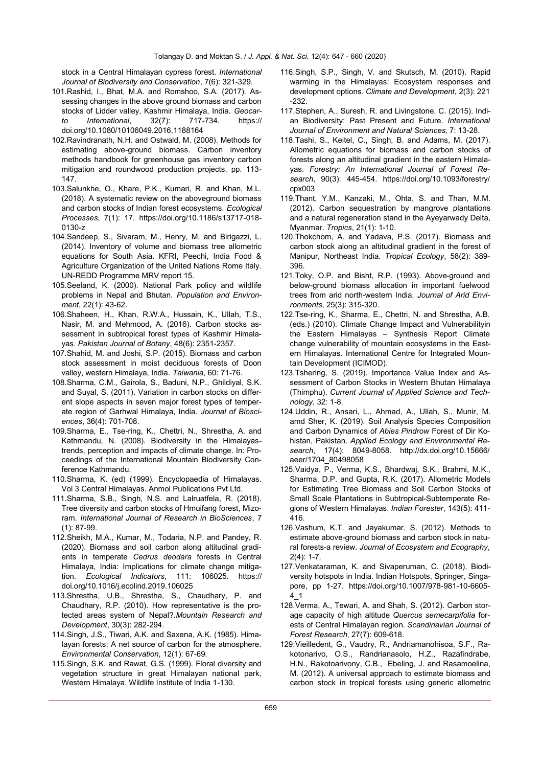stock in a Central Himalayan cypress forest. *International Journal of Biodiversity and Conservation*, 7(6): 321-329.

101.Rashid, I., Bhat, M.A. and Romshoo, S.A. (2017). Assessing changes in the above ground biomass and carbon stocks of Lidder valley, Kashmir Himalaya, India. *Geocarto International*, 32(7): 717-734. https://doi.org/10.1080/10106049.2016.1188164

102.Ravindranath, N.H. and Ostwald, M. (2008). Methods for estimating above-ground biomass. Carbon inventory methods handbook for greenhouse gas inventory carbon mitigation and roundwood production projects, pp. 113-147.

103.Salunkhe, O., Khare, P.K., Kumari, R. and Khan, M.L. (2018). A systematic review on the aboveground biomass and carbon stocks of Indian forest ecosystems. *Ecological Processes*, 7(1): 17. https://doi.org/10.1186/s13717-018-0130-z

104.Sandeep, S., Sivaram, M., Henry, M. and Birigazzi, L. (2014). Inventory of volume and biomass tree allometric equations for South Asia. KFRI, Peechi, India Food & Agriculture Organization of the United Nations Rome Italy. UN-REDD Programme MRV report 15.

105.Seeland, K. (2000). National Park policy and wildlife problems in Nepal and Bhutan. *Population and Environment*, 22(1): 43-62.

106.Shaheen, H., Khan, R.W.A., Hussain, K., Ullah, T.S., Nasir, M. and Mehmood, A. (2016). Carbon stocks assessment in subtropical forest types of Kashmir Himalayas. *Pakistan Journal of Botany*, 48(6): 2351-2357.

107.Shahid, M. and Joshi, S.P. (2015). Biomass and carbon stock assessment in moist deciduous forests of Doon valley, western Himalaya, India. *Taiwania*, 60: 71-76.

108.Sharma, C.M., Gairola, S., Baduni, N.P., Ghildiyal, S.K. and Suyal, S. (2011). Variation in carbon stocks on different slope aspects in seven major forest types of temperate region of Garhwal Himalaya, India. *Journal of Biosciences*, 36(4): 701-708.

109.Sharma, E., Tse-ring, K., Chettri, N., Shrestha, A. and Kathmandu, N. (2008). Biodiversity in the Himalayas-trends, perception and impacts of climate change. In: Proceedings of the International Mountain Biodiversity Conference Kathmandu.

110.Sharma, K. (ed) (1999). Encyclopaedia of Himalayas. Vol 3 Central Himalayas. Anmol Publications Pvt Ltd.

111.Sharma, S.B., Singh, N.S. and Lalruatfela, R. (2018). Tree diversity and carbon stocks of Hmuifang forest, Mizoram. *International Journal of Research in BioSciences*, 7 (1): 87-99.

112.Sheikh, M.A., Kumar, M., Todaria, N.P. and Pandey, R. (2020). Biomass and soil carbon along altitudinal gradients in temperate *Cedrus deodara* forests in Central Himalaya, India: Implications for climate change mitigation. *Ecological Indicators*, 111: 106025. https://doi.org/10.1016/j.ecolind.2019.106025

113.Shrestha, U.B., Shrestha, S., Chaudhary, P. and Chaudhary, R.P. (2010). How representative is the protected areas system of Nepal?.*Mountain Research and Development*, 30(3): 282-294.

114.Singh, J.S., Tiwari, A.K. and Saxena, A.K. (1985). Himalayan forests: A net source of carbon for the atmosphere. *Environmental Conservation*, 12(1): 67-69.

115.Singh, S.K. and Rawat, G.S. (1999). Floral diversity and vegetation structure in great Himalayan national park, Western Himalaya. Wildlife Institute of India 1-130.

116.Singh, S.P., Singh, V. and Skutsch, M. (2010). Rapid warming in the Himalayas: Ecosystem responses and development options. *Climate and Development*, 2(3): 221-232.

117.Stephen, A., Suresh, R. and Livingstone, C. (2015). Indian Biodiversity: Past Present and Future. *International Journal of Environment and Natural Sciences*, 7: 13-28.

118.Tashi, S., Keitel, C., Singh, B. and Adams, M. (2017). Allometric equations for biomass and carbon stocks of forests along an altitudinal gradient in the eastern Himalayas. *Forestry: An International Journal of Forest Research*, 90(3): 445-454. https://doi.org/10.1093/forestry/cpx003

119.Thant, Y.M., Kanzaki, M., Ohta, S. and Than, M.M. (2012). Carbon sequestration by mangrove plantations and a natural regeneration stand in the Ayeyarwady Delta, Myanmar. *Tropics*, 21(1): 1-10.

120.Thokchom, A. and Yadava, P.S. (2017). Biomass and carbon stock along an altitudinal gradient in the forest of Manipur, Northeast India. *Tropical Ecology*, 58(2): 389-396.

121.Toky, O.P. and Bisht, R.P. (1993). Above-ground and below-ground biomass allocation in important fuelwood trees from arid north-western India. *Journal of Arid Environments*, 25(3): 315-320.

122.Tse-ring, K., Sharma, E., Chettri, N. and Shrestha, A.B. (eds.) (2010). Climate Change Impact and Vulnerabilityin the Eastern Himalayas – Synthesis Report Climate change vulnerability of mountain ecosystems in the Eastern Himalayas. International Centre for Integrated Mountain Development (ICIMOD).

123.Tshering, S. (2019). Importance Value Index and Assessment of Carbon Stocks in Western Bhutan Himalaya (Thimphu). *Current Journal of Applied Science and Technology*, 32: 1-8.

124.Uddin, R., Ansari, L., Ahmad, A., Ullah, S., Munir, M. amd Sher, K. (2019). Soil Analysis Species Composition and Carbon Dynamics of *Abies Pindrow* Forest of Dir Kohistan, Pakistan. *Applied Ecology and Environmental Research*, 17(4): 8049-8058. http://dx.doi.org/10.15666/aeer/1704_80498058

125.Vaidya, P., Verma, K.S., Bhardwaj, S.K., Brahmi, M.K., Sharma, D.P. and Gupta, R.K. (2017). Allometric Models for Estimating Tree Biomass and Soil Carbon Stocks of Small Scale Plantations in Subtropical-Subtemperate Regions of Western Himalayas. *Indian Forester*, 143(5): 411-416.

126.Vashum, K.T. and Jayakumar, S. (2012). Methods to estimate above-ground biomass and carbon stock in natural forests-a review. *Journal of Ecosystem and Ecography*, 2(4): 1-7.

127.Venkataraman, K. and Sivaperuman, C. (2018). Biodiversity hotspots in India. Indian Hotspots, Springer, Singapore, pp 1-27. https://doi.org/10.1007/978-981-10-6605-4_1

128.Verma, A., Tewari, A. and Shah, S. (2012). Carbon storage capacity of high altitude *Quercus semecarpifolia* forests of Central Himalayan region. *Scandinavian Journal of Forest Research*, 27(7): 609-618.

129.Vieilledent, G., Vaudry, R., Andriamanohisoa, S.F., Rakotonarivo, O.S., Randrianasolo, H.Z., Razafindrabe, H.N., Rakotoarivony, C.B., Ebeling, J. and Rasamoelina, M. (2012). A universal approach to estimate biomass and carbon stock in tropical forests using generic allometric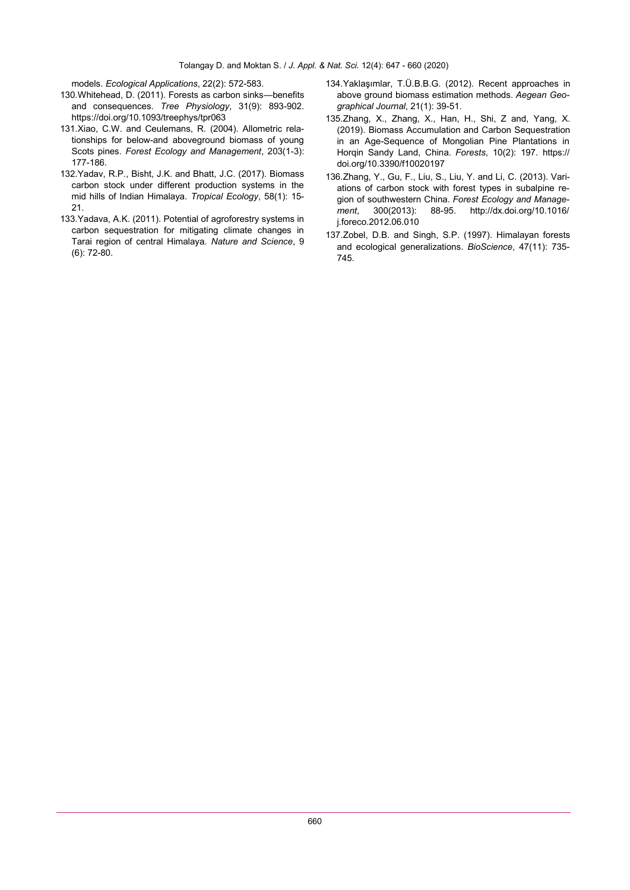models. *Ecological Applications*, 22(2): 572-583.

130. Whitehead, D. (2011). Forests as carbon sinks—benefits and consequences. *Tree Physiology*, 31(9): 893-902. https://doi.org/10.1093/treephys/tpr063

131. Xiao, C.W. and Ceulemans, R. (2004). Allometric relationships for below-and aboveground biomass of young Scots pines. *Forest Ecology and Management*, 203(1-3): 177-186.

132. Yadav, R.P., Bisht, J.K. and Bhatt, J.C. (2017). Biomass carbon stock under different production systems in the mid hills of Indian Himalaya. *Tropical Ecology*, 58(1): 15-21.

133. Yadava, A.K. (2011). Potential of agroforestry systems in carbon sequestration for mitigating climate changes in Tarai region of central Himalaya. *Nature and Science*, 9 (6): 72-80.

134. Yaklaşımlar, T.Ü.B.B.G. (2012). Recent approaches in above ground biomass estimation methods. *Aegean Geographical Journal*, 21(1): 39-51.

135. Zhang, X., Zhang, X., Han, H., Shi, Z and, Yang, X. (2019). Biomass Accumulation and Carbon Sequestration in an Age-Sequence of Mongolian Pine Plantations in Horqin Sandy Land, China. *Forests*, 10(2): 197. https://doi.org/10.3390/f10020197

136. Zhang, Y., Gu, F., Liu, S., Liu, Y. and Li, C. (2013). Variations of carbon stock with forest types in subalpine region of southwestern China. *Forest Ecology and Management*, 300(2013): 88-95. http://dx.doi.org/10.1016/j.foreco.2012.06.010

137. Zobel, D.B. and Singh, S.P. (1997). Himalayan forests and ecological generalizations. *BioScience*, 47(11): 735-745.